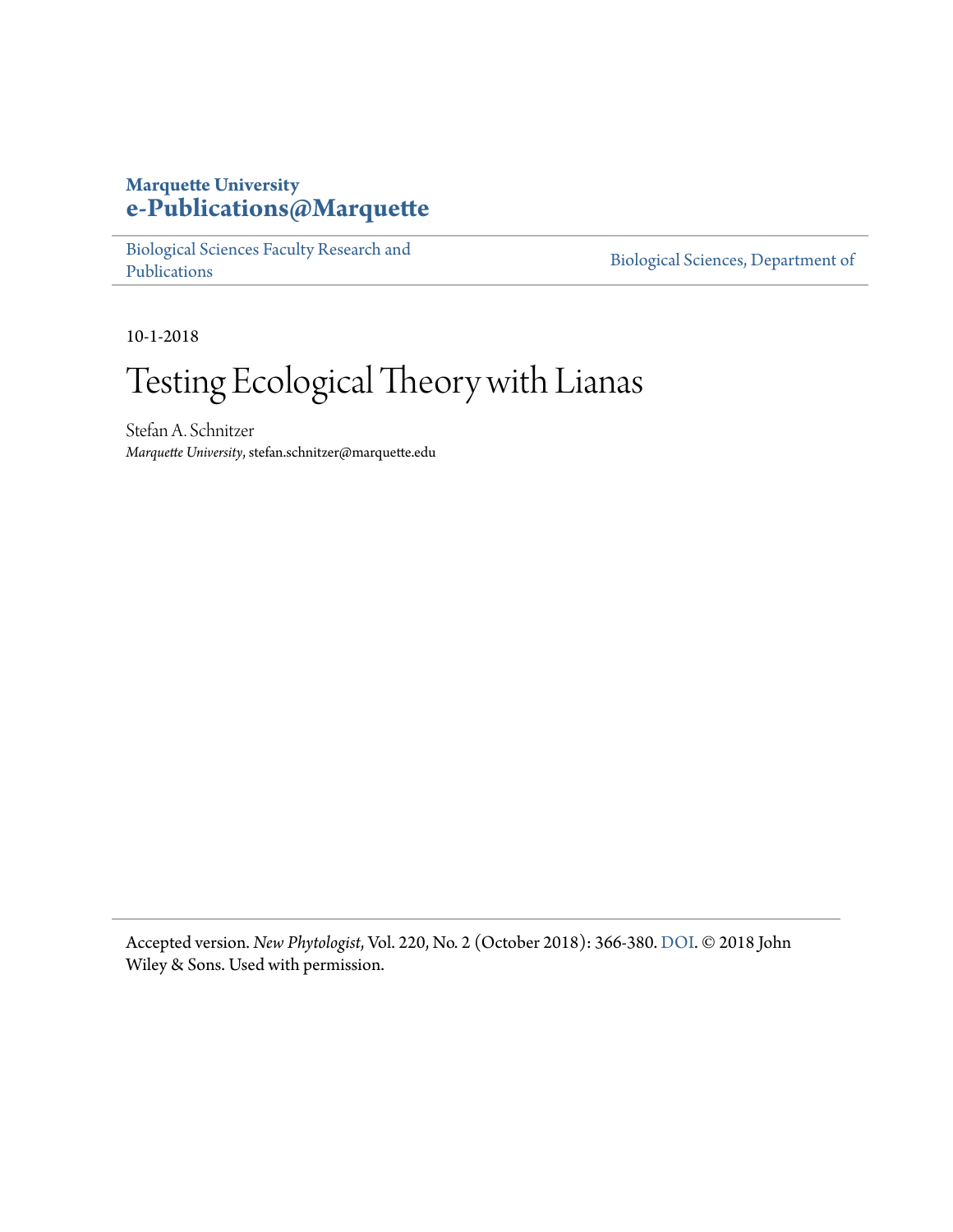**Marquette University**
**e-Publications@Marquette**

Biological Sciences Faculty Research and Publications | Biological Sciences, Department of

10-1-2018

# Testing Ecological Theory with Lianas

Stefan A. Schnitzer
*Marquette University*, stefan.schnitzer@marquette.edu

Accepted version. *New Phytologist*, Vol. 220, No. 2 (October 2018): 366-380. DOI. © 2018 John Wiley & Sons. Used with permission.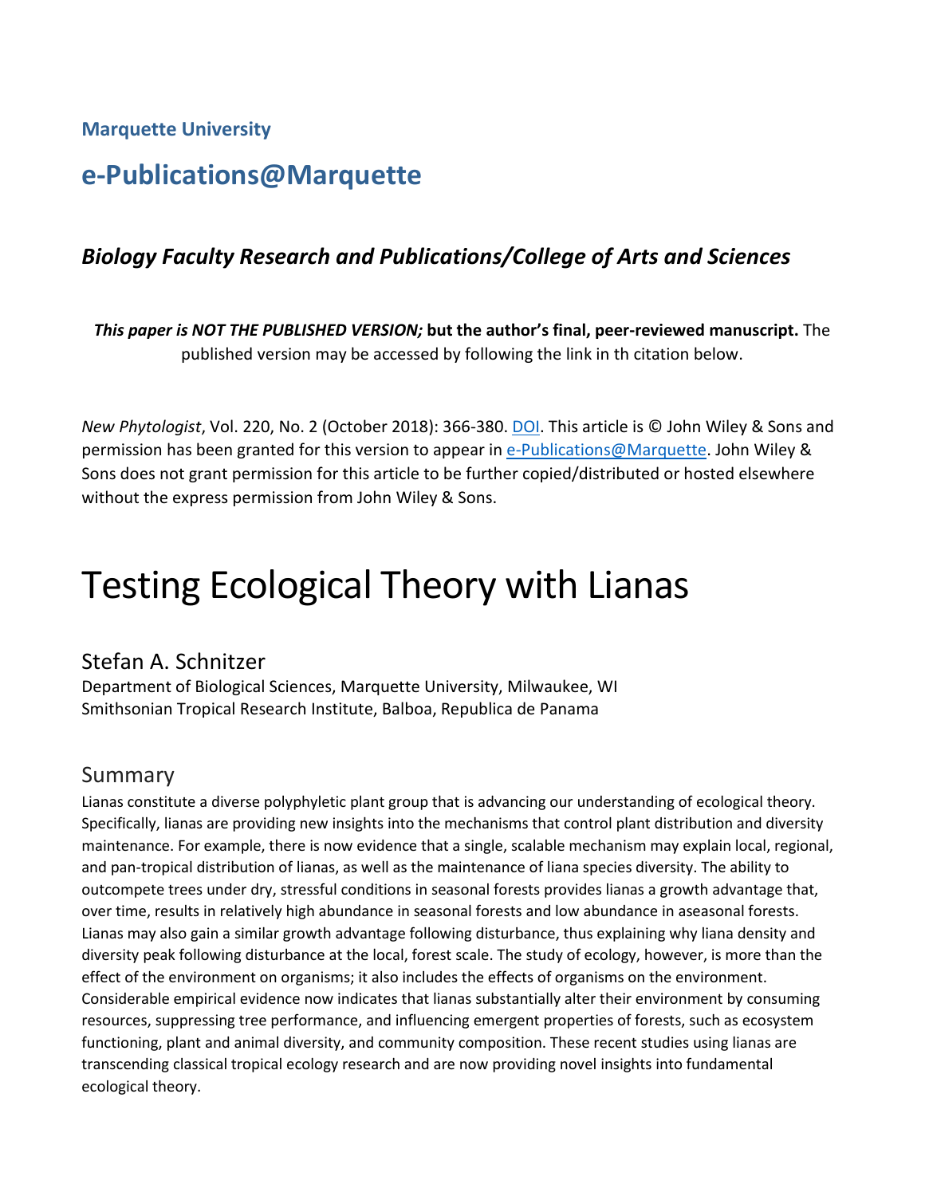**Marquette University**

## e-Publications@Marquette

### *Biology Faculty Research and Publications/College of Arts and Sciences*

***This paper is NOT THE PUBLISHED VERSION;* but the author's final, peer-reviewed manuscript.** The published version may be accessed by following the link in th citation below.

*New Phytologist*, Vol. 220, No. 2 (October 2018): 366-380. DOI. This article is © John Wiley & Sons and permission has been granted for this version to appear in e-Publications@Marquette. John Wiley & Sons does not grant permission for this article to be further copied/distributed or hosted elsewhere without the express permission from John Wiley & Sons.

# Testing Ecological Theory with Lianas

Stefan A. Schnitzer
Department of Biological Sciences, Marquette University, Milwaukee, WI
Smithsonian Tropical Research Institute, Balboa, Republica de Panama

## Summary

Lianas constitute a diverse polyphyletic plant group that is advancing our understanding of ecological theory. Specifically, lianas are providing new insights into the mechanisms that control plant distribution and diversity maintenance. For example, there is now evidence that a single, scalable mechanism may explain local, regional, and pan-tropical distribution of lianas, as well as the maintenance of liana species diversity. The ability to outcompete trees under dry, stressful conditions in seasonal forests provides lianas a growth advantage that, over time, results in relatively high abundance in seasonal forests and low abundance in aseasonal forests. Lianas may also gain a similar growth advantage following disturbance, thus explaining why liana density and diversity peak following disturbance at the local, forest scale. The study of ecology, however, is more than the effect of the environment on organisms; it also includes the effects of organisms on the environment. Considerable empirical evidence now indicates that lianas substantially alter their environment by consuming resources, suppressing tree performance, and influencing emergent properties of forests, such as ecosystem functioning, plant and animal diversity, and community composition. These recent studies using lianas are transcending classical tropical ecology research and are now providing novel insights into fundamental ecological theory.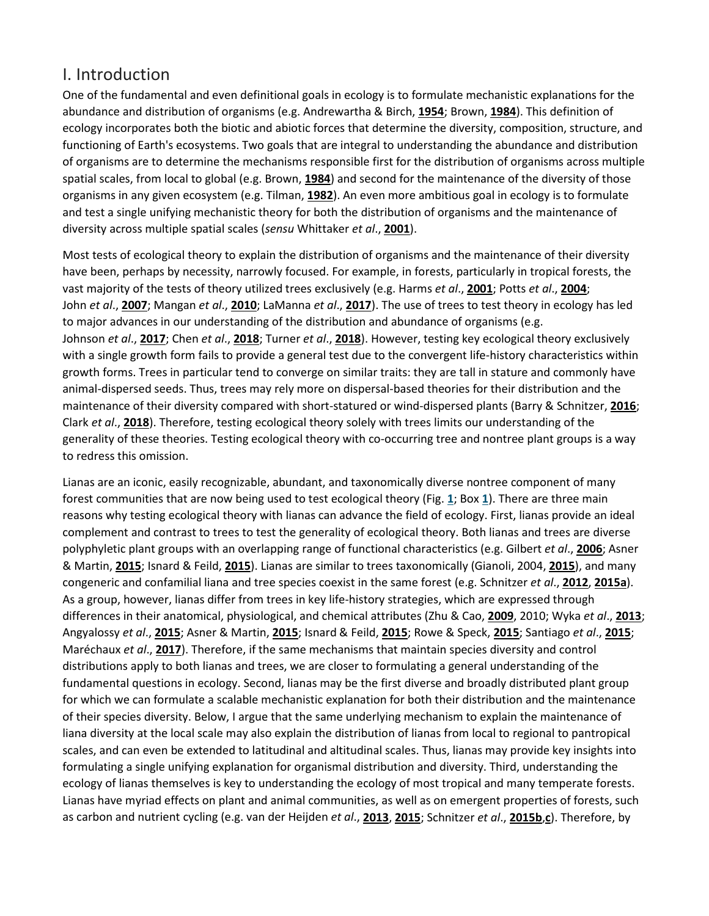## I. Introduction

One of the fundamental and even definitional goals in ecology is to formulate mechanistic explanations for the abundance and distribution of organisms (e.g. Andrewartha & Birch, **1954**; Brown, **1984**). This definition of ecology incorporates both the biotic and abiotic forces that determine the diversity, composition, structure, and functioning of Earth's ecosystems. Two goals that are integral to understanding the abundance and distribution of organisms are to determine the mechanisms responsible first for the distribution of organisms across multiple spatial scales, from local to global (e.g. Brown, **1984**) and second for the maintenance of the diversity of those organisms in any given ecosystem (e.g. Tilman, **1982**). An even more ambitious goal in ecology is to formulate and test a single unifying mechanistic theory for both the distribution of organisms and the maintenance of diversity across multiple spatial scales (*sensu* Whittaker *et al*., **2001**).

Most tests of ecological theory to explain the distribution of organisms and the maintenance of their diversity have been, perhaps by necessity, narrowly focused. For example, in forests, particularly in tropical forests, the vast majority of the tests of theory utilized trees exclusively (e.g. Harms *et al*., **2001**; Potts *et al*., **2004**; John *et al*., **2007**; Mangan *et al*., **2010**; LaManna *et al*., **2017**). The use of trees to test theory in ecology has led to major advances in our understanding of the distribution and abundance of organisms (e.g. Johnson *et al*., **2017**; Chen *et al*., **2018**; Turner *et al*., **2018**). However, testing key ecological theory exclusively with a single growth form fails to provide a general test due to the convergent life-history characteristics within growth forms. Trees in particular tend to converge on similar traits: they are tall in stature and commonly have animal-dispersed seeds. Thus, trees may rely more on dispersal-based theories for their distribution and the maintenance of their diversity compared with short-statured or wind-dispersed plants (Barry & Schnitzer, **2016**; Clark *et al*., **2018**). Therefore, testing ecological theory solely with trees limits our understanding of the generality of these theories. Testing ecological theory with co-occurring tree and nontree plant groups is a way to redress this omission.

Lianas are an iconic, easily recognizable, abundant, and taxonomically diverse nontree component of many forest communities that are now being used to test ecological theory (Fig. **1**; Box **1**). There are three main reasons why testing ecological theory with lianas can advance the field of ecology. First, lianas provide an ideal complement and contrast to trees to test the generality of ecological theory. Both lianas and trees are diverse polyphyletic plant groups with an overlapping range of functional characteristics (e.g. Gilbert *et al*., **2006**; Asner & Martin, **2015**; Isnard & Feild, **2015**). Lianas are similar to trees taxonomically (Gianoli, 2004, **2015**), and many congeneric and confamilial liana and tree species coexist in the same forest (e.g. Schnitzer *et al*., **2012**, **2015a**). As a group, however, lianas differ from trees in key life-history strategies, which are expressed through differences in their anatomical, physiological, and chemical attributes (Zhu & Cao, **2009**, 2010; Wyka *et al*., **2013**; Angyalossy *et al*., **2015**; Asner & Martin, **2015**; Isnard & Feild, **2015**; Rowe & Speck, **2015**; Santiago *et al*., **2015**; Maréchaux *et al*., **2017**). Therefore, if the same mechanisms that maintain species diversity and control distributions apply to both lianas and trees, we are closer to formulating a general understanding of the fundamental questions in ecology. Second, lianas may be the first diverse and broadly distributed plant group for which we can formulate a scalable mechanistic explanation for both their distribution and the maintenance of their species diversity. Below, I argue that the same underlying mechanism to explain the maintenance of liana diversity at the local scale may also explain the distribution of lianas from local to regional to pantropical scales, and can even be extended to latitudinal and altitudinal scales. Thus, lianas may provide key insights into formulating a single unifying explanation for organismal distribution and diversity. Third, understanding the ecology of lianas themselves is key to understanding the ecology of most tropical and many temperate forests. Lianas have myriad effects on plant and animal communities, as well as on emergent properties of forests, such as carbon and nutrient cycling (e.g. van der Heijden *et al*., **2013**, **2015**; Schnitzer *et al*., **2015b**,**c**). Therefore, by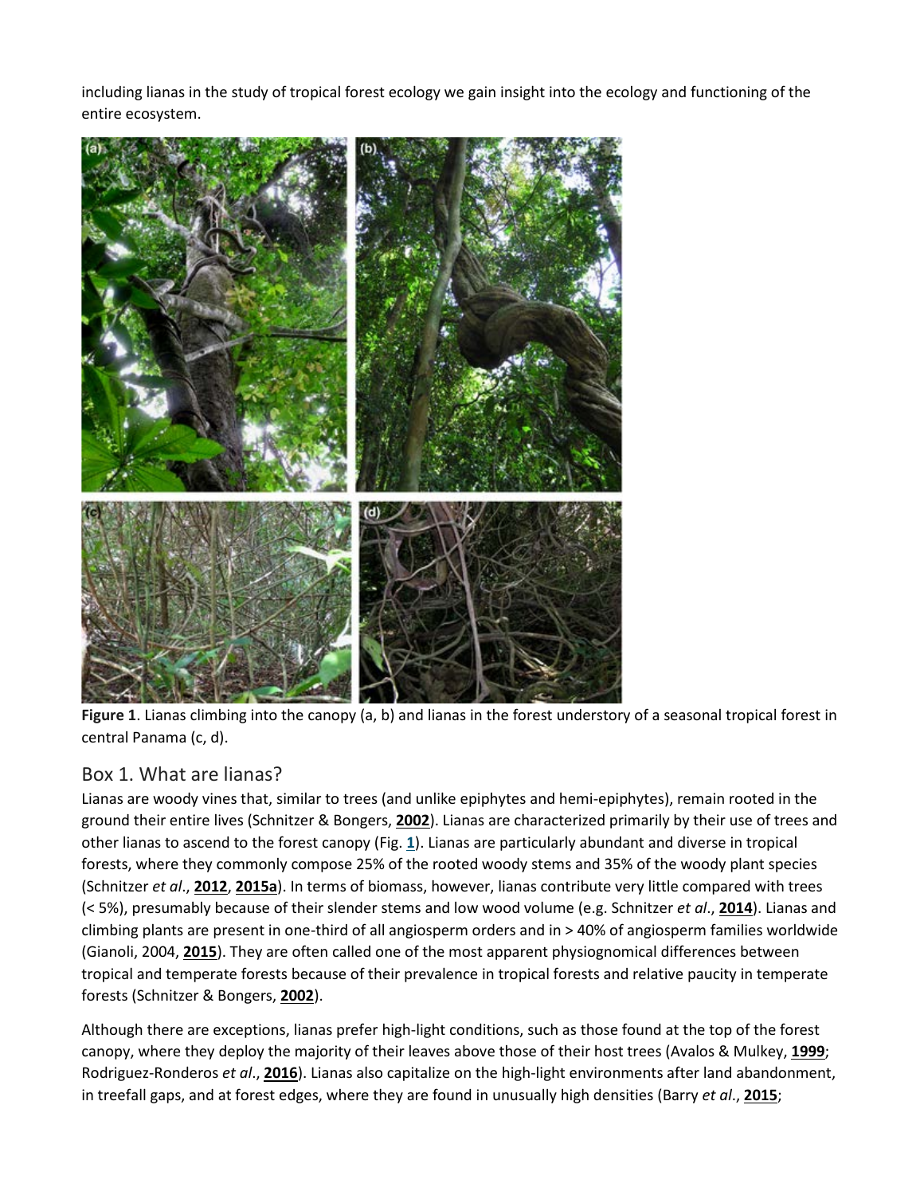including lianas in the study of tropical forest ecology we gain insight into the ecology and functioning of the entire ecosystem.

**Figure 1**. Lianas climbing into the canopy (a, b) and lianas in the forest understory of a seasonal tropical forest in central Panama (c, d).

## Box 1. What are lianas?

Lianas are woody vines that, similar to trees (and unlike epiphytes and hemi-epiphytes), remain rooted in the ground their entire lives (Schnitzer & Bongers, **2002**). Lianas are characterized primarily by their use of trees and other lianas to ascend to the forest canopy (Fig. **1**). Lianas are particularly abundant and diverse in tropical forests, where they commonly compose 25% of the rooted woody stems and 35% of the woody plant species (Schnitzer *et al*., **2012**, **2015a**). In terms of biomass, however, lianas contribute very little compared with trees (< 5%), presumably because of their slender stems and low wood volume (e.g. Schnitzer *et al*., **2014**). Lianas and climbing plants are present in one-third of all angiosperm orders and in > 40% of angiosperm families worldwide (Gianoli, 2004, **2015**). They are often called one of the most apparent physiognomical differences between tropical and temperate forests because of their prevalence in tropical forests and relative paucity in temperate forests (Schnitzer & Bongers, **2002**).

Although there are exceptions, lianas prefer high-light conditions, such as those found at the top of the forest canopy, where they deploy the majority of their leaves above those of their host trees (Avalos & Mulkey, **1999**; Rodriguez-Ronderos *et al*., **2016**). Lianas also capitalize on the high-light environments after land abandonment, in treefall gaps, and at forest edges, where they are found in unusually high densities (Barry *et al*., **2015**;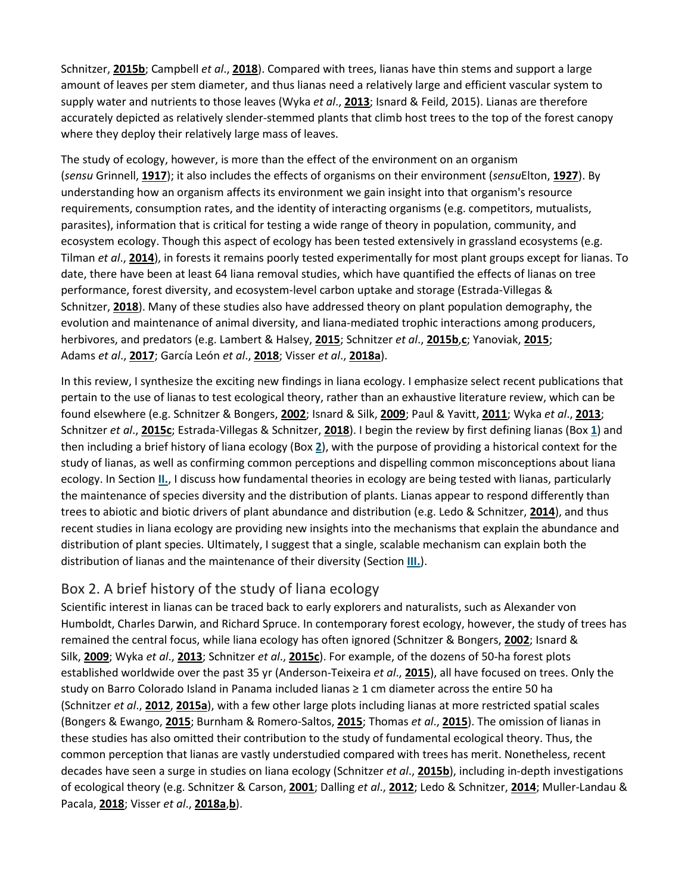Schnitzer, **2015b**; Campbell *et al*., **2018**). Compared with trees, lianas have thin stems and support a large amount of leaves per stem diameter, and thus lianas need a relatively large and efficient vascular system to supply water and nutrients to those leaves (Wyka *et al*., **2013**; Isnard & Feild, 2015). Lianas are therefore accurately depicted as relatively slender-stemmed plants that climb host trees to the top of the forest canopy where they deploy their relatively large mass of leaves.

The study of ecology, however, is more than the effect of the environment on an organism (*sensu* Grinnell, **1917**); it also includes the effects of organisms on their environment (*sensu*Elton, **1927**). By understanding how an organism affects its environment we gain insight into that organism's resource requirements, consumption rates, and the identity of interacting organisms (e.g. competitors, mutualists, parasites), information that is critical for testing a wide range of theory in population, community, and ecosystem ecology. Though this aspect of ecology has been tested extensively in grassland ecosystems (e.g. Tilman *et al*., **2014**), in forests it remains poorly tested experimentally for most plant groups except for lianas. To date, there have been at least 64 liana removal studies, which have quantified the effects of lianas on tree performance, forest diversity, and ecosystem-level carbon uptake and storage (Estrada-Villegas & Schnitzer, **2018**). Many of these studies also have addressed theory on plant population demography, the evolution and maintenance of animal diversity, and liana-mediated trophic interactions among producers, herbivores, and predators (e.g. Lambert & Halsey, **2015**; Schnitzer *et al*., **2015b**,**c**; Yanoviak, **2015**; Adams *et al*., **2017**; García León *et al*., **2018**; Visser *et al*., **2018a**).

In this review, I synthesize the exciting new findings in liana ecology. I emphasize select recent publications that pertain to the use of lianas to test ecological theory, rather than an exhaustive literature review, which can be found elsewhere (e.g. Schnitzer & Bongers, **2002**; Isnard & Silk, **2009**; Paul & Yavitt, **2011**; Wyka *et al*., **2013**; Schnitzer *et al*., **2015c**; Estrada-Villegas & Schnitzer, **2018**). I begin the review by first defining lianas (Box **1**) and then including a brief history of liana ecology (Box **2**), with the purpose of providing a historical context for the study of lianas, as well as confirming common perceptions and dispelling common misconceptions about liana ecology. In Section **II.**, I discuss how fundamental theories in ecology are being tested with lianas, particularly the maintenance of species diversity and the distribution of plants. Lianas appear to respond differently than trees to abiotic and biotic drivers of plant abundance and distribution (e.g. Ledo & Schnitzer, **2014**), and thus recent studies in liana ecology are providing new insights into the mechanisms that explain the abundance and distribution of plant species. Ultimately, I suggest that a single, scalable mechanism can explain both the distribution of lianas and the maintenance of their diversity (Section **III.**).

## Box 2. A brief history of the study of liana ecology

Scientific interest in lianas can be traced back to early explorers and naturalists, such as Alexander von Humboldt, Charles Darwin, and Richard Spruce. In contemporary forest ecology, however, the study of trees has remained the central focus, while liana ecology has often ignored (Schnitzer & Bongers, **2002**; Isnard & Silk, **2009**; Wyka *et al*., **2013**; Schnitzer *et al*., **2015c**). For example, of the dozens of 50-ha forest plots established worldwide over the past 35 yr (Anderson-Teixeira *et al*., **2015**), all have focused on trees. Only the study on Barro Colorado Island in Panama included lianas ≥ 1 cm diameter across the entire 50 ha (Schnitzer *et al*., **2012**, **2015a**), with a few other large plots including lianas at more restricted spatial scales (Bongers & Ewango, **2015**; Burnham & Romero-Saltos, **2015**; Thomas *et al*., **2015**). The omission of lianas in these studies has also omitted their contribution to the study of fundamental ecological theory. Thus, the common perception that lianas are vastly understudied compared with trees has merit. Nonetheless, recent decades have seen a surge in studies on liana ecology (Schnitzer *et al*., **2015b**), including in-depth investigations of ecological theory (e.g. Schnitzer & Carson, **2001**; Dalling *et al*., **2012**; Ledo & Schnitzer, **2014**; Muller-Landau & Pacala, **2018**; Visser *et al*., **2018a**,**b**).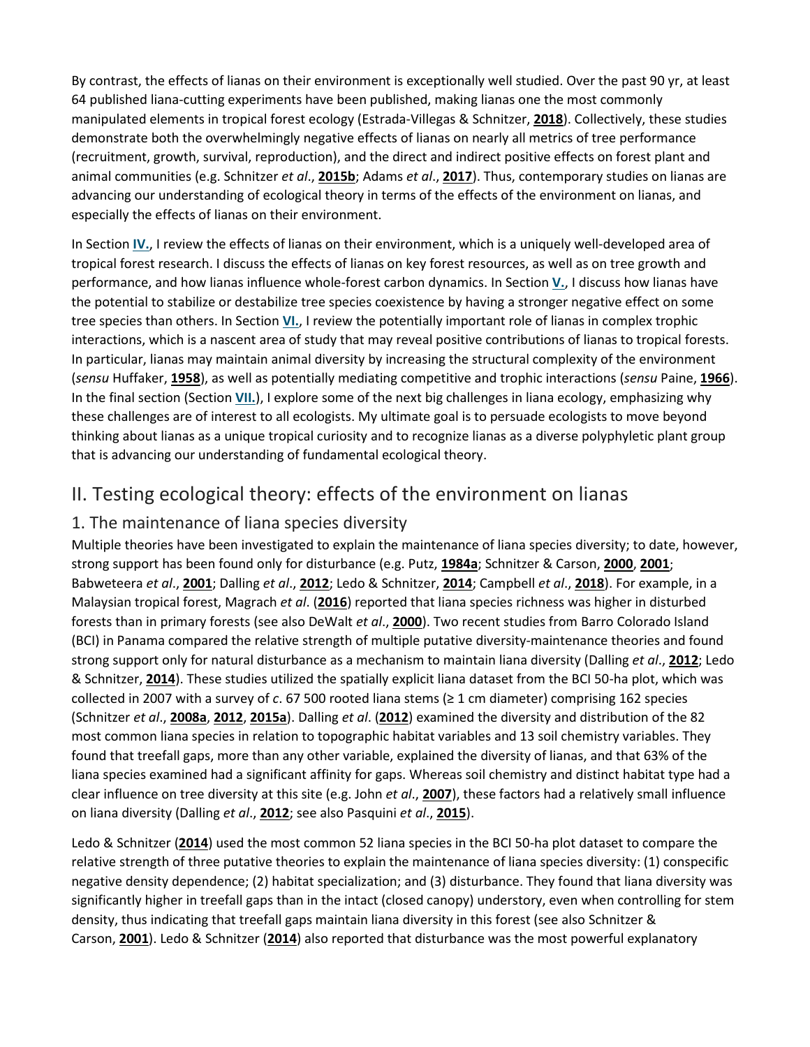By contrast, the effects of lianas on their environment is exceptionally well studied. Over the past 90 yr, at least 64 published liana-cutting experiments have been published, making lianas one the most commonly manipulated elements in tropical forest ecology (Estrada-Villegas & Schnitzer, **2018**). Collectively, these studies demonstrate both the overwhelmingly negative effects of lianas on nearly all metrics of tree performance (recruitment, growth, survival, reproduction), and the direct and indirect positive effects on forest plant and animal communities (e.g. Schnitzer *et al*., **2015b**; Adams *et al*., **2017**). Thus, contemporary studies on lianas are advancing our understanding of ecological theory in terms of the effects of the environment on lianas, and especially the effects of lianas on their environment.

In Section **IV.**, I review the effects of lianas on their environment, which is a uniquely well-developed area of tropical forest research. I discuss the effects of lianas on key forest resources, as well as on tree growth and performance, and how lianas influence whole-forest carbon dynamics. In Section **V.**, I discuss how lianas have the potential to stabilize or destabilize tree species coexistence by having a stronger negative effect on some tree species than others. In Section **VI.**, I review the potentially important role of lianas in complex trophic interactions, which is a nascent area of study that may reveal positive contributions of lianas to tropical forests. In particular, lianas may maintain animal diversity by increasing the structural complexity of the environment (*sensu* Huffaker, **1958**), as well as potentially mediating competitive and trophic interactions (*sensu* Paine, **1966**). In the final section (Section **VII.**), I explore some of the next big challenges in liana ecology, emphasizing why these challenges are of interest to all ecologists. My ultimate goal is to persuade ecologists to move beyond thinking about lianas as a unique tropical curiosity and to recognize lianas as a diverse polyphyletic plant group that is advancing our understanding of fundamental ecological theory.

## II. Testing ecological theory: effects of the environment on lianas

### 1. The maintenance of liana species diversity

Multiple theories have been investigated to explain the maintenance of liana species diversity; to date, however, strong support has been found only for disturbance (e.g. Putz, **1984a**; Schnitzer & Carson, **2000**, **2001**; Babweteera *et al*., **2001**; Dalling *et al*., **2012**; Ledo & Schnitzer, **2014**; Campbell *et al*., **2018**). For example, in a Malaysian tropical forest, Magrach *et al*. (**2016**) reported that liana species richness was higher in disturbed forests than in primary forests (see also DeWalt *et al*., **2000**). Two recent studies from Barro Colorado Island (BCI) in Panama compared the relative strength of multiple putative diversity-maintenance theories and found strong support only for natural disturbance as a mechanism to maintain liana diversity (Dalling *et al*., **2012**; Ledo & Schnitzer, **2014**). These studies utilized the spatially explicit liana dataset from the BCI 50-ha plot, which was collected in 2007 with a survey of *c*. 67 500 rooted liana stems (≥ 1 cm diameter) comprising 162 species (Schnitzer *et al*., **2008a**, **2012**, **2015a**). Dalling *et al*. (**2012**) examined the diversity and distribution of the 82 most common liana species in relation to topographic habitat variables and 13 soil chemistry variables. They found that treefall gaps, more than any other variable, explained the diversity of lianas, and that 63% of the liana species examined had a significant affinity for gaps. Whereas soil chemistry and distinct habitat type had a clear influence on tree diversity at this site (e.g. John *et al*., **2007**), these factors had a relatively small influence on liana diversity (Dalling *et al*., **2012**; see also Pasquini *et al*., **2015**).

Ledo & Schnitzer (**2014**) used the most common 52 liana species in the BCI 50-ha plot dataset to compare the relative strength of three putative theories to explain the maintenance of liana species diversity: (1) conspecific negative density dependence; (2) habitat specialization; and (3) disturbance. They found that liana diversity was significantly higher in treefall gaps than in the intact (closed canopy) understory, even when controlling for stem density, thus indicating that treefall gaps maintain liana diversity in this forest (see also Schnitzer & Carson, **2001**). Ledo & Schnitzer (**2014**) also reported that disturbance was the most powerful explanatory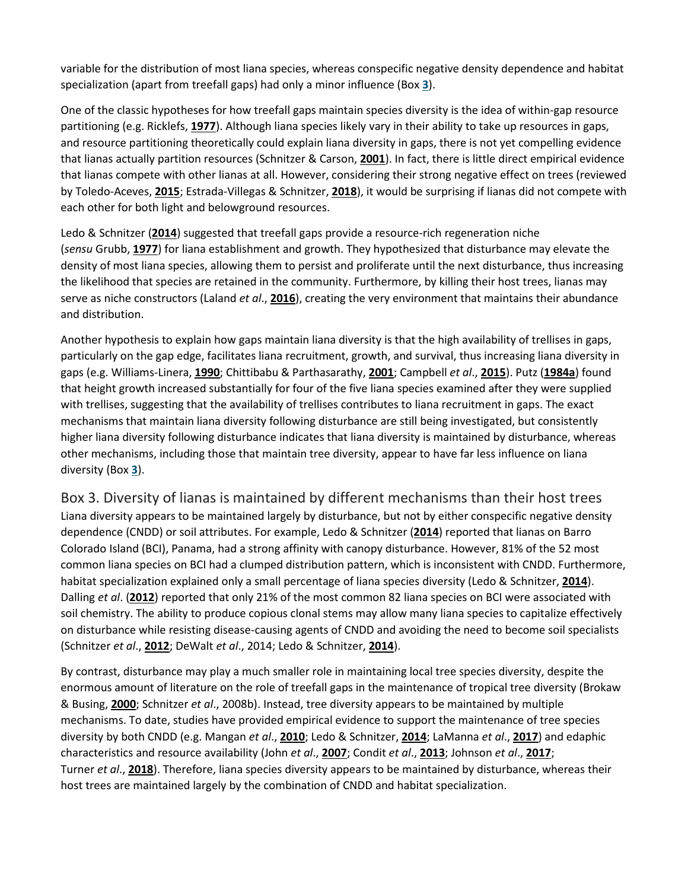variable for the distribution of most liana species, whereas conspecific negative density dependence and habitat specialization (apart from treefall gaps) had only a minor influence (Box **3**).

One of the classic hypotheses for how treefall gaps maintain species diversity is the idea of within-gap resource partitioning (e.g. Ricklefs, **1977**). Although liana species likely vary in their ability to take up resources in gaps, and resource partitioning theoretically could explain liana diversity in gaps, there is not yet compelling evidence that lianas actually partition resources (Schnitzer & Carson, **2001**). In fact, there is little direct empirical evidence that lianas compete with other lianas at all. However, considering their strong negative effect on trees (reviewed by Toledo-Aceves, **2015**; Estrada-Villegas & Schnitzer, **2018**), it would be surprising if lianas did not compete with each other for both light and belowground resources.

Ledo & Schnitzer (**2014**) suggested that treefall gaps provide a resource-rich regeneration niche (*sensu* Grubb, **1977**) for liana establishment and growth. They hypothesized that disturbance may elevate the density of most liana species, allowing them to persist and proliferate until the next disturbance, thus increasing the likelihood that species are retained in the community. Furthermore, by killing their host trees, lianas may serve as niche constructors (Laland *et al*., **2016**), creating the very environment that maintains their abundance and distribution.

Another hypothesis to explain how gaps maintain liana diversity is that the high availability of trellises in gaps, particularly on the gap edge, facilitates liana recruitment, growth, and survival, thus increasing liana diversity in gaps (e.g. Williams-Linera, **1990**; Chittibabu & Parthasarathy, **2001**; Campbell *et al*., **2015**). Putz (**1984a**) found that height growth increased substantially for four of the five liana species examined after they were supplied with trellises, suggesting that the availability of trellises contributes to liana recruitment in gaps. The exact mechanisms that maintain liana diversity following disturbance are still being investigated, but consistently higher liana diversity following disturbance indicates that liana diversity is maintained by disturbance, whereas other mechanisms, including those that maintain tree diversity, appear to have far less influence on liana diversity (Box **3**).

## Box 3. Diversity of lianas is maintained by different mechanisms than their host trees

Liana diversity appears to be maintained largely by disturbance, but not by either conspecific negative density dependence (CNDD) or soil attributes. For example, Ledo & Schnitzer (**2014**) reported that lianas on Barro Colorado Island (BCI), Panama, had a strong affinity with canopy disturbance. However, 81% of the 52 most common liana species on BCI had a clumped distribution pattern, which is inconsistent with CNDD. Furthermore, habitat specialization explained only a small percentage of liana species diversity (Ledo & Schnitzer, **2014**). Dalling *et al*. (**2012**) reported that only 21% of the most common 82 liana species on BCI were associated with soil chemistry. The ability to produce copious clonal stems may allow many liana species to capitalize effectively on disturbance while resisting disease-causing agents of CNDD and avoiding the need to become soil specialists (Schnitzer *et al*., **2012**; DeWalt *et al*., 2014; Ledo & Schnitzer, **2014**).

By contrast, disturbance may play a much smaller role in maintaining local tree species diversity, despite the enormous amount of literature on the role of treefall gaps in the maintenance of tropical tree diversity (Brokaw & Busing, **2000**; Schnitzer *et al*., 2008b). Instead, tree diversity appears to be maintained by multiple mechanisms. To date, studies have provided empirical evidence to support the maintenance of tree species diversity by both CNDD (e.g. Mangan *et al*., **2010**; Ledo & Schnitzer, **2014**; LaManna *et al*., **2017**) and edaphic characteristics and resource availability (John *et al*., **2007**; Condit *et al*., **2013**; Johnson *et al*., **2017**; Turner *et al*., **2018**). Therefore, liana species diversity appears to be maintained by disturbance, whereas their host trees are maintained largely by the combination of CNDD and habitat specialization.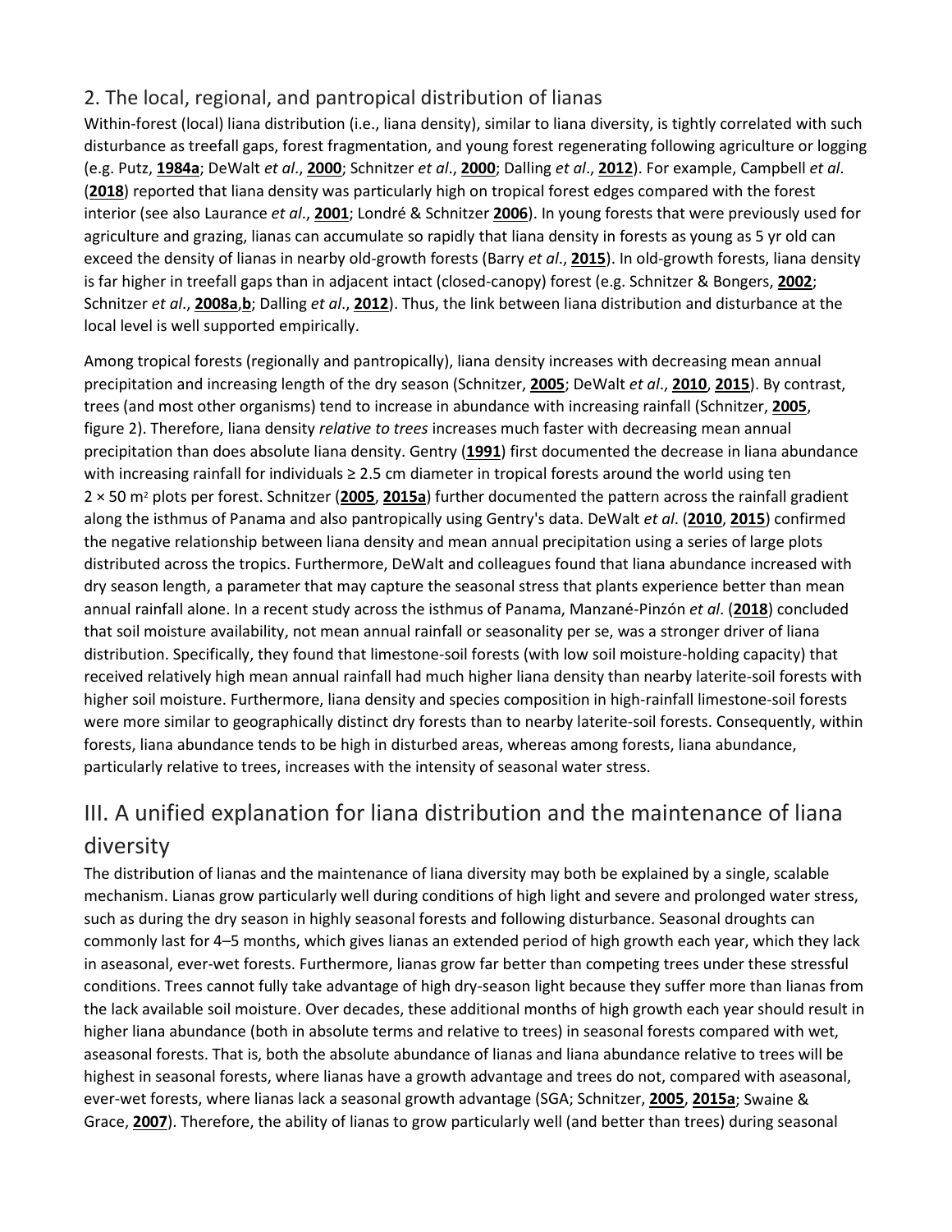### 2. The local, regional, and pantropical distribution of lianas

Within-forest (local) liana distribution (i.e., liana density), similar to liana diversity, is tightly correlated with such disturbance as treefall gaps, forest fragmentation, and young forest regenerating following agriculture or logging (e.g. Putz, **1984a**; DeWalt *et al*., **2000**; Schnitzer *et al*., **2000**; Dalling *et al*., **2012**). For example, Campbell *et al*. (**2018**) reported that liana density was particularly high on tropical forest edges compared with the forest interior (see also Laurance *et al*., **2001**; Londré & Schnitzer **2006**). In young forests that were previously used for agriculture and grazing, lianas can accumulate so rapidly that liana density in forests as young as 5 yr old can exceed the density of lianas in nearby old-growth forests (Barry *et al*., **2015**). In old-growth forests, liana density is far higher in treefall gaps than in adjacent intact (closed-canopy) forest (e.g. Schnitzer & Bongers, **2002**; Schnitzer *et al*., **2008a**,**b**; Dalling *et al*., **2012**). Thus, the link between liana distribution and disturbance at the local level is well supported empirically.

Among tropical forests (regionally and pantropically), liana density increases with decreasing mean annual precipitation and increasing length of the dry season (Schnitzer, **2005**; DeWalt *et al*., **2010**, **2015**). By contrast, trees (and most other organisms) tend to increase in abundance with increasing rainfall (Schnitzer, **2005**, figure 2). Therefore, liana density *relative to trees* increases much faster with decreasing mean annual precipitation than does absolute liana density. Gentry (**1991**) first documented the decrease in liana abundance with increasing rainfall for individuals ≥ 2.5 cm diameter in tropical forests around the world using ten 2 × 50 $m^2$ plots per forest. Schnitzer (**2005**, **2015a**) further documented the pattern across the rainfall gradient along the isthmus of Panama and also pantropically using Gentry's data. DeWalt *et al*. (**2010**, **2015**) confirmed the negative relationship between liana density and mean annual precipitation using a series of large plots distributed across the tropics. Furthermore, DeWalt and colleagues found that liana abundance increased with dry season length, a parameter that may capture the seasonal stress that plants experience better than mean annual rainfall alone. In a recent study across the isthmus of Panama, Manzané-Pinzón *et al*. (**2018**) concluded that soil moisture availability, not mean annual rainfall or seasonality per se, was a stronger driver of liana distribution. Specifically, they found that limestone-soil forests (with low soil moisture-holding capacity) that received relatively high mean annual rainfall had much higher liana density than nearby laterite-soil forests with higher soil moisture. Furthermore, liana density and species composition in high-rainfall limestone-soil forests were more similar to geographically distinct dry forests than to nearby laterite-soil forests. Consequently, within forests, liana abundance tends to be high in disturbed areas, whereas among forests, liana abundance, particularly relative to trees, increases with the intensity of seasonal water stress.

## III. A unified explanation for liana distribution and the maintenance of liana diversity

The distribution of lianas and the maintenance of liana diversity may both be explained by a single, scalable mechanism. Lianas grow particularly well during conditions of high light and severe and prolonged water stress, such as during the dry season in highly seasonal forests and following disturbance. Seasonal droughts can commonly last for 4–5 months, which gives lianas an extended period of high growth each year, which they lack in aseasonal, ever-wet forests. Furthermore, lianas grow far better than competing trees under these stressful conditions. Trees cannot fully take advantage of high dry-season light because they suffer more than lianas from the lack available soil moisture. Over decades, these additional months of high growth each year should result in higher liana abundance (both in absolute terms and relative to trees) in seasonal forests compared with wet, aseasonal forests. That is, both the absolute abundance of lianas and liana abundance relative to trees will be highest in seasonal forests, where lianas have a growth advantage and trees do not, compared with aseasonal, ever-wet forests, where lianas lack a seasonal growth advantage (SGA; Schnitzer, **2005**, **2015a**; Swaine & Grace, **2007**). Therefore, the ability of lianas to grow particularly well (and better than trees) during seasonal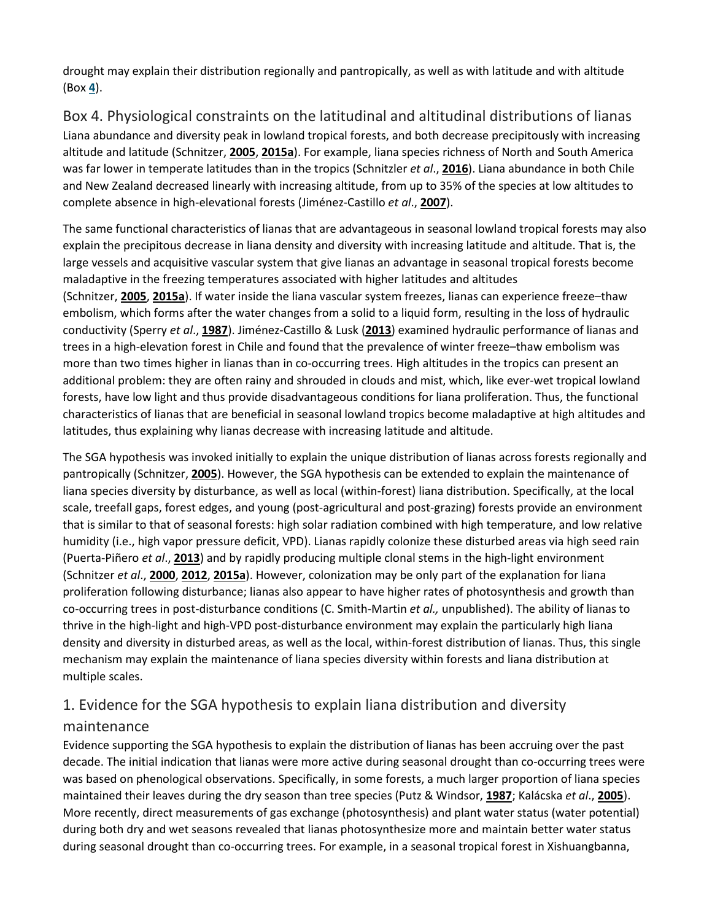drought may explain their distribution regionally and pantropically, as well as with latitude and with altitude (Box **4**).

## Box 4. Physiological constraints on the latitudinal and altitudinal distributions of lianas

Liana abundance and diversity peak in lowland tropical forests, and both decrease precipitously with increasing altitude and latitude (Schnitzer, **2005**, **2015a**). For example, liana species richness of North and South America was far lower in temperate latitudes than in the tropics (Schnitzler *et al*., **2016**). Liana abundance in both Chile and New Zealand decreased linearly with increasing altitude, from up to 35% of the species at low altitudes to complete absence in high-elevational forests (Jiménez-Castillo *et al*., **2007**).

The same functional characteristics of lianas that are advantageous in seasonal lowland tropical forests may also explain the precipitous decrease in liana density and diversity with increasing latitude and altitude. That is, the large vessels and acquisitive vascular system that give lianas an advantage in seasonal tropical forests become maladaptive in the freezing temperatures associated with higher latitudes and altitudes (Schnitzer, **2005**, **2015a**). If water inside the liana vascular system freezes, lianas can experience freeze–thaw embolism, which forms after the water changes from a solid to a liquid form, resulting in the loss of hydraulic conductivity (Sperry *et al*., **1987**). Jiménez-Castillo & Lusk (**2013**) examined hydraulic performance of lianas and trees in a high-elevation forest in Chile and found that the prevalence of winter freeze–thaw embolism was more than two times higher in lianas than in co-occurring trees. High altitudes in the tropics can present an additional problem: they are often rainy and shrouded in clouds and mist, which, like ever-wet tropical lowland forests, have low light and thus provide disadvantageous conditions for liana proliferation. Thus, the functional characteristics of lianas that are beneficial in seasonal lowland tropics become maladaptive at high altitudes and latitudes, thus explaining why lianas decrease with increasing latitude and altitude.

The SGA hypothesis was invoked initially to explain the unique distribution of lianas across forests regionally and pantropically (Schnitzer, **2005**). However, the SGA hypothesis can be extended to explain the maintenance of liana species diversity by disturbance, as well as local (within-forest) liana distribution. Specifically, at the local scale, treefall gaps, forest edges, and young (post-agricultural and post-grazing) forests provide an environment that is similar to that of seasonal forests: high solar radiation combined with high temperature, and low relative humidity (i.e., high vapor pressure deficit, VPD). Lianas rapidly colonize these disturbed areas via high seed rain (Puerta-Piñero *et al*., **2013**) and by rapidly producing multiple clonal stems in the high-light environment (Schnitzer *et al*., **2000**, **2012**, **2015a**). However, colonization may be only part of the explanation for liana proliferation following disturbance; lianas also appear to have higher rates of photosynthesis and growth than co-occurring trees in post-disturbance conditions (C. Smith-Martin *et al.,* unpublished). The ability of lianas to thrive in the high-light and high-VPD post-disturbance environment may explain the particularly high liana density and diversity in disturbed areas, as well as the local, within-forest distribution of lianas. Thus, this single mechanism may explain the maintenance of liana species diversity within forests and liana distribution at multiple scales.

## 1. Evidence for the SGA hypothesis to explain liana distribution and diversity maintenance

Evidence supporting the SGA hypothesis to explain the distribution of lianas has been accruing over the past decade. The initial indication that lianas were more active during seasonal drought than co-occurring trees were was based on phenological observations. Specifically, in some forests, a much larger proportion of liana species maintained their leaves during the dry season than tree species (Putz & Windsor, **1987**; Kalácska *et al*., **2005**). More recently, direct measurements of gas exchange (photosynthesis) and plant water status (water potential) during both dry and wet seasons revealed that lianas photosynthesize more and maintain better water status during seasonal drought than co-occurring trees. For example, in a seasonal tropical forest in Xishuangbanna,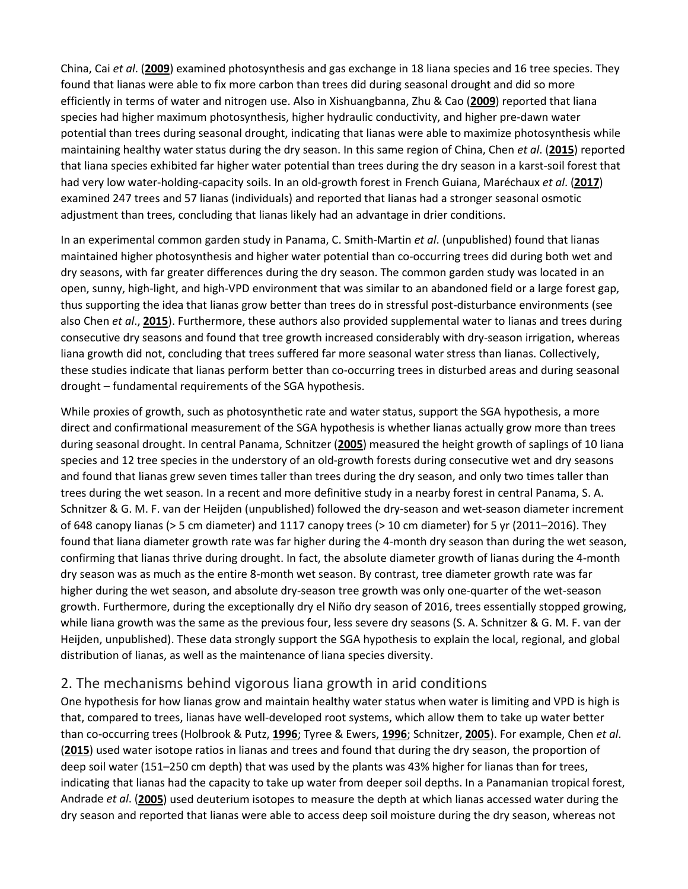China, Cai *et al*. (**2009**) examined photosynthesis and gas exchange in 18 liana species and 16 tree species. They found that lianas were able to fix more carbon than trees did during seasonal drought and did so more efficiently in terms of water and nitrogen use. Also in Xishuangbanna, Zhu & Cao (**2009**) reported that liana species had higher maximum photosynthesis, higher hydraulic conductivity, and higher pre-dawn water potential than trees during seasonal drought, indicating that lianas were able to maximize photosynthesis while maintaining healthy water status during the dry season. In this same region of China, Chen *et al*. (**2015**) reported that liana species exhibited far higher water potential than trees during the dry season in a karst-soil forest that had very low water-holding-capacity soils. In an old-growth forest in French Guiana, Maréchaux *et al*. (**2017**) examined 247 trees and 57 lianas (individuals) and reported that lianas had a stronger seasonal osmotic adjustment than trees, concluding that lianas likely had an advantage in drier conditions.

In an experimental common garden study in Panama, C. Smith-Martin *et al*. (unpublished) found that lianas maintained higher photosynthesis and higher water potential than co-occurring trees did during both wet and dry seasons, with far greater differences during the dry season. The common garden study was located in an open, sunny, high-light, and high-VPD environment that was similar to an abandoned field or a large forest gap, thus supporting the idea that lianas grow better than trees do in stressful post-disturbance environments (see also Chen *et al*., **2015**). Furthermore, these authors also provided supplemental water to lianas and trees during consecutive dry seasons and found that tree growth increased considerably with dry-season irrigation, whereas liana growth did not, concluding that trees suffered far more seasonal water stress than lianas. Collectively, these studies indicate that lianas perform better than co-occurring trees in disturbed areas and during seasonal drought – fundamental requirements of the SGA hypothesis.

While proxies of growth, such as photosynthetic rate and water status, support the SGA hypothesis, a more direct and confirmational measurement of the SGA hypothesis is whether lianas actually grow more than trees during seasonal drought. In central Panama, Schnitzer (**2005**) measured the height growth of saplings of 10 liana species and 12 tree species in the understory of an old-growth forests during consecutive wet and dry seasons and found that lianas grew seven times taller than trees during the dry season, and only two times taller than trees during the wet season. In a recent and more definitive study in a nearby forest in central Panama, S. A. Schnitzer & G. M. F. van der Heijden (unpublished) followed the dry-season and wet-season diameter increment of 648 canopy lianas (> 5 cm diameter) and 1117 canopy trees (> 10 cm diameter) for 5 yr (2011–2016). They found that liana diameter growth rate was far higher during the 4-month dry season than during the wet season, confirming that lianas thrive during drought. In fact, the absolute diameter growth of lianas during the 4-month dry season was as much as the entire 8-month wet season. By contrast, tree diameter growth rate was far higher during the wet season, and absolute dry-season tree growth was only one-quarter of the wet-season growth. Furthermore, during the exceptionally dry el Niño dry season of 2016, trees essentially stopped growing, while liana growth was the same as the previous four, less severe dry seasons (S. A. Schnitzer & G. M. F. van der Heijden, unpublished). These data strongly support the SGA hypothesis to explain the local, regional, and global distribution of lianas, as well as the maintenance of liana species diversity.

## 2. The mechanisms behind vigorous liana growth in arid conditions

One hypothesis for how lianas grow and maintain healthy water status when water is limiting and VPD is high is that, compared to trees, lianas have well-developed root systems, which allow them to take up water better than co-occurring trees (Holbrook & Putz, **1996**; Tyree & Ewers, **1996**; Schnitzer, **2005**). For example, Chen *et al*. (**2015**) used water isotope ratios in lianas and trees and found that during the dry season, the proportion of deep soil water (151–250 cm depth) that was used by the plants was 43% higher for lianas than for trees, indicating that lianas had the capacity to take up water from deeper soil depths. In a Panamanian tropical forest, Andrade *et al*. (**2005**) used deuterium isotopes to measure the depth at which lianas accessed water during the dry season and reported that lianas were able to access deep soil moisture during the dry season, whereas not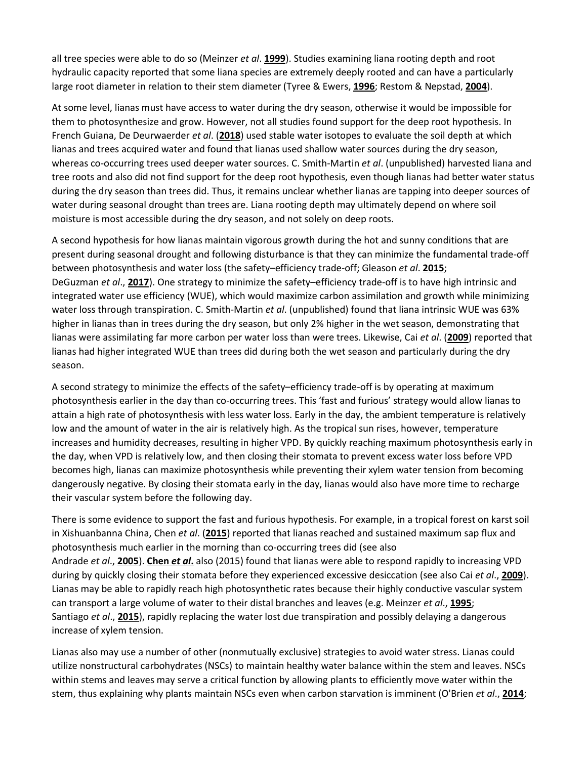all tree species were able to do so (Meinzer *et al*. **1999**). Studies examining liana rooting depth and root hydraulic capacity reported that some liana species are extremely deeply rooted and can have a particularly large root diameter in relation to their stem diameter (Tyree & Ewers, **1996**; Restom & Nepstad, **2004**).

At some level, lianas must have access to water during the dry season, otherwise it would be impossible for them to photosynthesize and grow. However, not all studies found support for the deep root hypothesis. In French Guiana, De Deurwaerder *et al*. (**2018**) used stable water isotopes to evaluate the soil depth at which lianas and trees acquired water and found that lianas used shallow water sources during the dry season, whereas co-occurring trees used deeper water sources. C. Smith-Martin *et al*. (unpublished) harvested liana and tree roots and also did not find support for the deep root hypothesis, even though lianas had better water status during the dry season than trees did. Thus, it remains unclear whether lianas are tapping into deeper sources of water during seasonal drought than trees are. Liana rooting depth may ultimately depend on where soil moisture is most accessible during the dry season, and not solely on deep roots.

A second hypothesis for how lianas maintain vigorous growth during the hot and sunny conditions that are present during seasonal drought and following disturbance is that they can minimize the fundamental trade-off between photosynthesis and water loss (the safety–efficiency trade-off; Gleason *et al*. **2015**; DeGuzman *et al*., **2017**). One strategy to minimize the safety–efficiency trade-off is to have high intrinsic and integrated water use efficiency (WUE), which would maximize carbon assimilation and growth while minimizing water loss through transpiration. C. Smith-Martin *et al*. (unpublished) found that liana intrinsic WUE was 63% higher in lianas than in trees during the dry season, but only 2% higher in the wet season, demonstrating that lianas were assimilating far more carbon per water loss than were trees. Likewise, Cai *et al*. (**2009**) reported that lianas had higher integrated WUE than trees did during both the wet season and particularly during the dry season.

A second strategy to minimize the effects of the safety–efficiency trade-off is by operating at maximum photosynthesis earlier in the day than co-occurring trees. This 'fast and furious' strategy would allow lianas to attain a high rate of photosynthesis with less water loss. Early in the day, the ambient temperature is relatively low and the amount of water in the air is relatively high. As the tropical sun rises, however, temperature increases and humidity decreases, resulting in higher VPD. By quickly reaching maximum photosynthesis early in the day, when VPD is relatively low, and then closing their stomata to prevent excess water loss before VPD becomes high, lianas can maximize photosynthesis while preventing their xylem water tension from becoming dangerously negative. By closing their stomata early in the day, lianas would also have more time to recharge their vascular system before the following day.

There is some evidence to support the fast and furious hypothesis. For example, in a tropical forest on karst soil in Xishuanbanna China, Chen *et al*. (**2015**) reported that lianas reached and sustained maximum sap flux and photosynthesis much earlier in the morning than co-occurring trees did (see also Andrade *et al*., **2005**). **Chen *et al*.** also (2015) found that lianas were able to respond rapidly to increasing VPD during by quickly closing their stomata before they experienced excessive desiccation (see also Cai *et al*., **2009**). Lianas may be able to rapidly reach high photosynthetic rates because their highly conductive vascular system can transport a large volume of water to their distal branches and leaves (e.g. Meinzer *et al*., **1995**; Santiago *et al*., **2015**), rapidly replacing the water lost due transpiration and possibly delaying a dangerous increase of xylem tension.

Lianas also may use a number of other (nonmutually exclusive) strategies to avoid water stress. Lianas could utilize nonstructural carbohydrates (NSCs) to maintain healthy water balance within the stem and leaves. NSCs within stems and leaves may serve a critical function by allowing plants to efficiently move water within the stem, thus explaining why plants maintain NSCs even when carbon starvation is imminent (O'Brien *et al*., **2014**;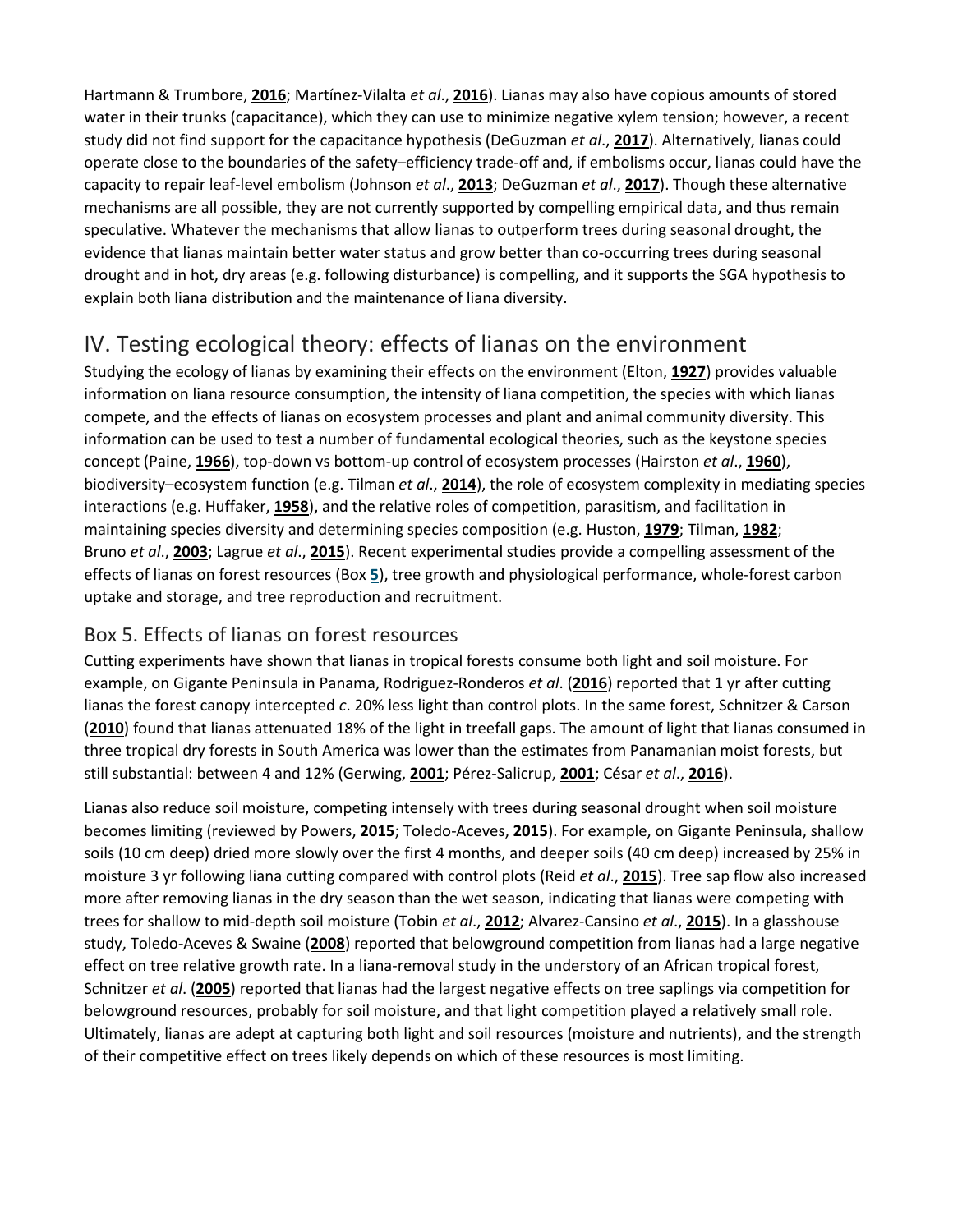Hartmann & Trumbore, **2016**; Martínez-Vilalta *et al*., **2016**). Lianas may also have copious amounts of stored water in their trunks (capacitance), which they can use to minimize negative xylem tension; however, a recent study did not find support for the capacitance hypothesis (DeGuzman *et al*., **2017**). Alternatively, lianas could operate close to the boundaries of the safety–efficiency trade-off and, if embolisms occur, lianas could have the capacity to repair leaf-level embolism (Johnson *et al*., **2013**; DeGuzman *et al*., **2017**). Though these alternative mechanisms are all possible, they are not currently supported by compelling empirical data, and thus remain speculative. Whatever the mechanisms that allow lianas to outperform trees during seasonal drought, the evidence that lianas maintain better water status and grow better than co-occurring trees during seasonal drought and in hot, dry areas (e.g. following disturbance) is compelling, and it supports the SGA hypothesis to explain both liana distribution and the maintenance of liana diversity.

## IV. Testing ecological theory: effects of lianas on the environment

Studying the ecology of lianas by examining their effects on the environment (Elton, **1927**) provides valuable information on liana resource consumption, the intensity of liana competition, the species with which lianas compete, and the effects of lianas on ecosystem processes and plant and animal community diversity. This information can be used to test a number of fundamental ecological theories, such as the keystone species concept (Paine, **1966**), top-down vs bottom-up control of ecosystem processes (Hairston *et al*., **1960**), biodiversity–ecosystem function (e.g. Tilman *et al*., **2014**), the role of ecosystem complexity in mediating species interactions (e.g. Huffaker, **1958**), and the relative roles of competition, parasitism, and facilitation in maintaining species diversity and determining species composition (e.g. Huston, **1979**; Tilman, **1982**; Bruno *et al*., **2003**; Lagrue *et al*., **2015**). Recent experimental studies provide a compelling assessment of the effects of lianas on forest resources (Box **5**), tree growth and physiological performance, whole-forest carbon uptake and storage, and tree reproduction and recruitment.

### Box 5. Effects of lianas on forest resources

Cutting experiments have shown that lianas in tropical forests consume both light and soil moisture. For example, on Gigante Peninsula in Panama, Rodriguez-Ronderos *et al*. (**2016**) reported that 1 yr after cutting lianas the forest canopy intercepted *c*. 20% less light than control plots. In the same forest, Schnitzer & Carson (**2010**) found that lianas attenuated 18% of the light in treefall gaps. The amount of light that lianas consumed in three tropical dry forests in South America was lower than the estimates from Panamanian moist forests, but still substantial: between 4 and 12% (Gerwing, **2001**; Pérez-Salicrup, **2001**; César *et al*., **2016**).

Lianas also reduce soil moisture, competing intensely with trees during seasonal drought when soil moisture becomes limiting (reviewed by Powers, **2015**; Toledo-Aceves, **2015**). For example, on Gigante Peninsula, shallow soils (10 cm deep) dried more slowly over the first 4 months, and deeper soils (40 cm deep) increased by 25% in moisture 3 yr following liana cutting compared with control plots (Reid *et al*., **2015**). Tree sap flow also increased more after removing lianas in the dry season than the wet season, indicating that lianas were competing with trees for shallow to mid-depth soil moisture (Tobin *et al*., **2012**; Alvarez-Cansino *et al*., **2015**). In a glasshouse study, Toledo-Aceves & Swaine (**2008**) reported that belowground competition from lianas had a large negative effect on tree relative growth rate. In a liana-removal study in the understory of an African tropical forest, Schnitzer *et al*. (**2005**) reported that lianas had the largest negative effects on tree saplings via competition for belowground resources, probably for soil moisture, and that light competition played a relatively small role. Ultimately, lianas are adept at capturing both light and soil resources (moisture and nutrients), and the strength of their competitive effect on trees likely depends on which of these resources is most limiting.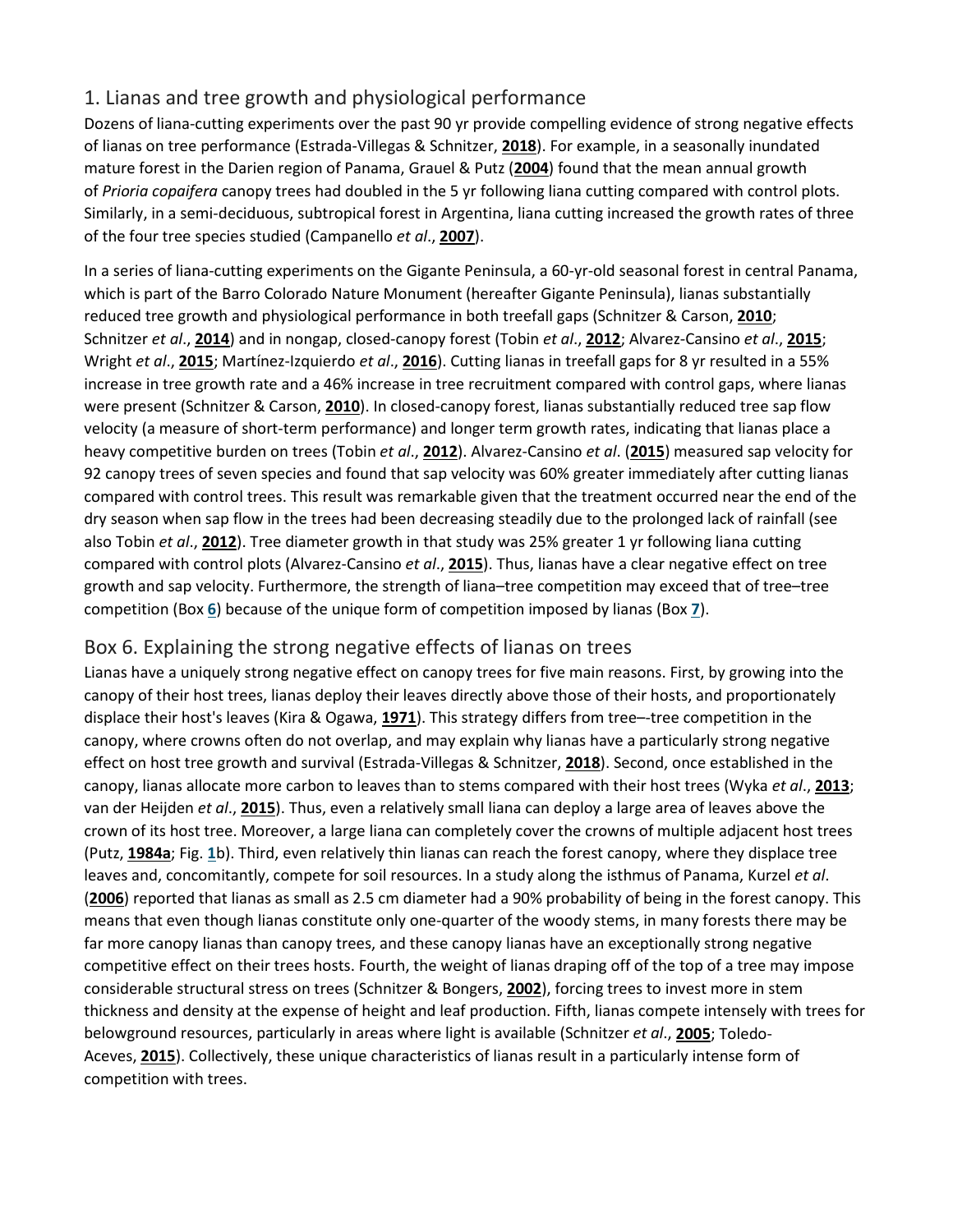## 1. Lianas and tree growth and physiological performance

Dozens of liana-cutting experiments over the past 90 yr provide compelling evidence of strong negative effects of lianas on tree performance (Estrada-Villegas & Schnitzer, **2018**). For example, in a seasonally inundated mature forest in the Darien region of Panama, Grauel & Putz (**2004**) found that the mean annual growth of *Prioria copaifera* canopy trees had doubled in the 5 yr following liana cutting compared with control plots. Similarly, in a semi-deciduous, subtropical forest in Argentina, liana cutting increased the growth rates of three of the four tree species studied (Campanello *et al*., **2007**).

In a series of liana-cutting experiments on the Gigante Peninsula, a 60-yr-old seasonal forest in central Panama, which is part of the Barro Colorado Nature Monument (hereafter Gigante Peninsula), lianas substantially reduced tree growth and physiological performance in both treefall gaps (Schnitzer & Carson, **2010**; Schnitzer *et al*., **2014**) and in nongap, closed-canopy forest (Tobin *et al*., **2012**; Alvarez-Cansino *et al*., **2015**; Wright *et al*., **2015**; Martínez-Izquierdo *et al*., **2016**). Cutting lianas in treefall gaps for 8 yr resulted in a 55% increase in tree growth rate and a 46% increase in tree recruitment compared with control gaps, where lianas were present (Schnitzer & Carson, **2010**). In closed-canopy forest, lianas substantially reduced tree sap flow velocity (a measure of short-term performance) and longer term growth rates, indicating that lianas place a heavy competitive burden on trees (Tobin *et al*., **2012**). Alvarez-Cansino *et al*. (**2015**) measured sap velocity for 92 canopy trees of seven species and found that sap velocity was 60% greater immediately after cutting lianas compared with control trees. This result was remarkable given that the treatment occurred near the end of the dry season when sap flow in the trees had been decreasing steadily due to the prolonged lack of rainfall (see also Tobin *et al*., **2012**). Tree diameter growth in that study was 25% greater 1 yr following liana cutting compared with control plots (Alvarez-Cansino *et al*., **2015**). Thus, lianas have a clear negative effect on tree growth and sap velocity. Furthermore, the strength of liana–tree competition may exceed that of tree–tree competition (Box **6**) because of the unique form of competition imposed by lianas (Box **7**).

## Box 6. Explaining the strong negative effects of lianas on trees

Lianas have a uniquely strong negative effect on canopy trees for five main reasons. First, by growing into the canopy of their host trees, lianas deploy their leaves directly above those of their hosts, and proportionately displace their host's leaves (Kira & Ogawa, **1971**). This strategy differs from tree–-tree competition in the canopy, where crowns often do not overlap, and may explain why lianas have a particularly strong negative effect on host tree growth and survival (Estrada-Villegas & Schnitzer, **2018**). Second, once established in the canopy, lianas allocate more carbon to leaves than to stems compared with their host trees (Wyka *et al*., **2013**; van der Heijden *et al*., **2015**). Thus, even a relatively small liana can deploy a large area of leaves above the crown of its host tree. Moreover, a large liana can completely cover the crowns of multiple adjacent host trees (Putz, **1984a**; Fig. **1**b). Third, even relatively thin lianas can reach the forest canopy, where they displace tree leaves and, concomitantly, compete for soil resources. In a study along the isthmus of Panama, Kurzel *et al*. (**2006**) reported that lianas as small as 2.5 cm diameter had a 90% probability of being in the forest canopy. This means that even though lianas constitute only one-quarter of the woody stems, in many forests there may be far more canopy lianas than canopy trees, and these canopy lianas have an exceptionally strong negative competitive effect on their trees hosts. Fourth, the weight of lianas draping off of the top of a tree may impose considerable structural stress on trees (Schnitzer & Bongers, **2002**), forcing trees to invest more in stem thickness and density at the expense of height and leaf production. Fifth, lianas compete intensely with trees for belowground resources, particularly in areas where light is available (Schnitzer *et al*., **2005**; Toledo-Aceves, **2015**). Collectively, these unique characteristics of lianas result in a particularly intense form of competition with trees.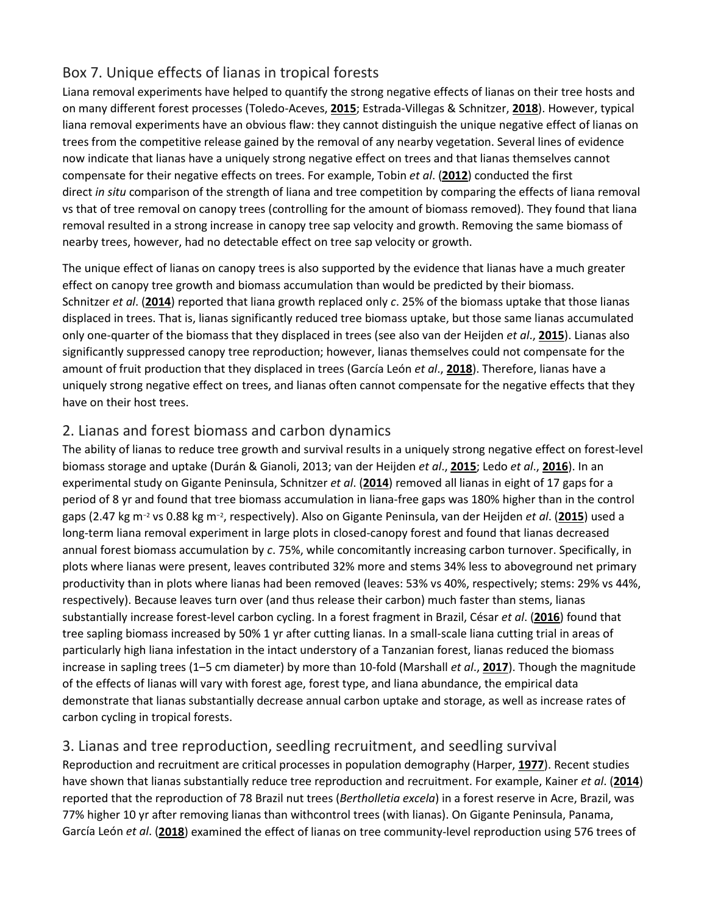## Box 7. Unique effects of lianas in tropical forests

Liana removal experiments have helped to quantify the strong negative effects of lianas on their tree hosts and on many different forest processes (Toledo-Aceves, **2015**; Estrada-Villegas & Schnitzer, **2018**). However, typical liana removal experiments have an obvious flaw: they cannot distinguish the unique negative effect of lianas on trees from the competitive release gained by the removal of any nearby vegetation. Several lines of evidence now indicate that lianas have a uniquely strong negative effect on trees and that lianas themselves cannot compensate for their negative effects on trees. For example, Tobin *et al*. (**2012**) conducted the first direct *in situ* comparison of the strength of liana and tree competition by comparing the effects of liana removal vs that of tree removal on canopy trees (controlling for the amount of biomass removed). They found that liana removal resulted in a strong increase in canopy tree sap velocity and growth. Removing the same biomass of nearby trees, however, had no detectable effect on tree sap velocity or growth.

The unique effect of lianas on canopy trees is also supported by the evidence that lianas have a much greater effect on canopy tree growth and biomass accumulation than would be predicted by their biomass. Schnitzer *et al*. (**2014**) reported that liana growth replaced only *c*. 25% of the biomass uptake that those lianas displaced in trees. That is, lianas significantly reduced tree biomass uptake, but those same lianas accumulated only one-quarter of the biomass that they displaced in trees (see also van der Heijden *et al*., **2015**). Lianas also significantly suppressed canopy tree reproduction; however, lianas themselves could not compensate for the amount of fruit production that they displaced in trees (García León *et al*., **2018**). Therefore, lianas have a uniquely strong negative effect on trees, and lianas often cannot compensate for the negative effects that they have on their host trees.

## 2. Lianas and forest biomass and carbon dynamics

The ability of lianas to reduce tree growth and survival results in a uniquely strong negative effect on forest-level biomass storage and uptake (Durán & Gianoli, 2013; van der Heijden *et al*., **2015**; Ledo *et al*., **2016**). In an experimental study on Gigante Peninsula, Schnitzer *et al*. (**2014**) removed all lianas in eight of 17 gaps for a period of 8 yr and found that tree biomass accumulation in liana-free gaps was 180% higher than in the control gaps (2.47 kg $m^{-2}$ vs 0.88 kg $m^{-2}$, respectively). Also on Gigante Peninsula, van der Heijden *et al*. (**2015**) used a long-term liana removal experiment in large plots in closed-canopy forest and found that lianas decreased annual forest biomass accumulation by *c*. 75%, while concomitantly increasing carbon turnover. Specifically, in plots where lianas were present, leaves contributed 32% more and stems 34% less to aboveground net primary productivity than in plots where lianas had been removed (leaves: 53% vs 40%, respectively; stems: 29% vs 44%, respectively). Because leaves turn over (and thus release their carbon) much faster than stems, lianas substantially increase forest-level carbon cycling. In a forest fragment in Brazil, César *et al*. (**2016**) found that tree sapling biomass increased by 50% 1 yr after cutting lianas. In a small-scale liana cutting trial in areas of particularly high liana infestation in the intact understory of a Tanzanian forest, lianas reduced the biomass increase in sapling trees (1–5 cm diameter) by more than 10-fold (Marshall *et al*., **2017**). Though the magnitude of the effects of lianas will vary with forest age, forest type, and liana abundance, the empirical data demonstrate that lianas substantially decrease annual carbon uptake and storage, as well as increase rates of carbon cycling in tropical forests.

## 3. Lianas and tree reproduction, seedling recruitment, and seedling survival

Reproduction and recruitment are critical processes in population demography (Harper, **1977**). Recent studies have shown that lianas substantially reduce tree reproduction and recruitment. For example, Kainer *et al*. (**2014**) reported that the reproduction of 78 Brazil nut trees (*Bertholletia excela*) in a forest reserve in Acre, Brazil, was 77% higher 10 yr after removing lianas than withcontrol trees (with lianas). On Gigante Peninsula, Panama, García León *et al*. (**2018**) examined the effect of lianas on tree community-level reproduction using 576 trees of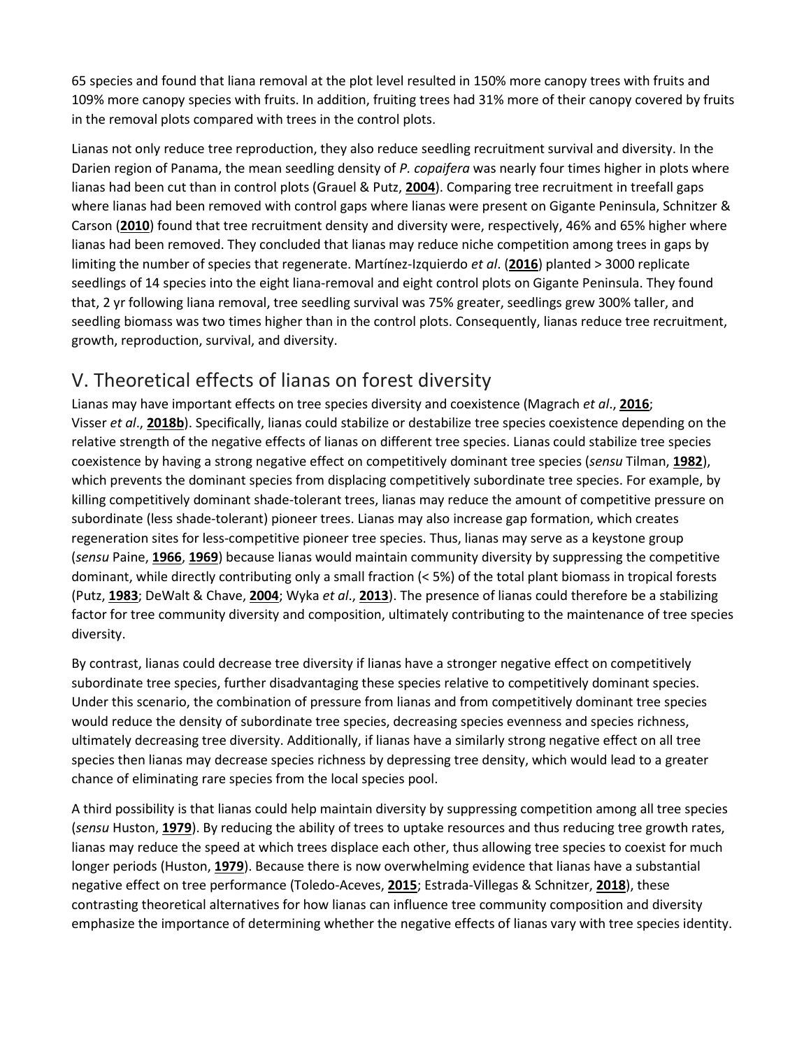65 species and found that liana removal at the plot level resulted in 150% more canopy trees with fruits and 109% more canopy species with fruits. In addition, fruiting trees had 31% more of their canopy covered by fruits in the removal plots compared with trees in the control plots.

Lianas not only reduce tree reproduction, they also reduce seedling recruitment survival and diversity. In the Darien region of Panama, the mean seedling density of *P. copaifera* was nearly four times higher in plots where lianas had been cut than in control plots (Grauel & Putz, **2004**). Comparing tree recruitment in treefall gaps where lianas had been removed with control gaps where lianas were present on Gigante Peninsula, Schnitzer & Carson (**2010**) found that tree recruitment density and diversity were, respectively, 46% and 65% higher where lianas had been removed. They concluded that lianas may reduce niche competition among trees in gaps by limiting the number of species that regenerate. Martínez-Izquierdo *et al*. (**2016**) planted > 3000 replicate seedlings of 14 species into the eight liana-removal and eight control plots on Gigante Peninsula. They found that, 2 yr following liana removal, tree seedling survival was 75% greater, seedlings grew 300% taller, and seedling biomass was two times higher than in the control plots. Consequently, lianas reduce tree recruitment, growth, reproduction, survival, and diversity.

## V. Theoretical effects of lianas on forest diversity

Lianas may have important effects on tree species diversity and coexistence (Magrach *et al*., **2016**; Visser *et al*., **2018b**). Specifically, lianas could stabilize or destabilize tree species coexistence depending on the relative strength of the negative effects of lianas on different tree species. Lianas could stabilize tree species coexistence by having a strong negative effect on competitively dominant tree species (*sensu* Tilman, **1982**), which prevents the dominant species from displacing competitively subordinate tree species. For example, by killing competitively dominant shade-tolerant trees, lianas may reduce the amount of competitive pressure on subordinate (less shade-tolerant) pioneer trees. Lianas may also increase gap formation, which creates regeneration sites for less-competitive pioneer tree species. Thus, lianas may serve as a keystone group (*sensu* Paine, **1966**, **1969**) because lianas would maintain community diversity by suppressing the competitive dominant, while directly contributing only a small fraction (< 5%) of the total plant biomass in tropical forests (Putz, **1983**; DeWalt & Chave, **2004**; Wyka *et al*., **2013**). The presence of lianas could therefore be a stabilizing factor for tree community diversity and composition, ultimately contributing to the maintenance of tree species diversity.

By contrast, lianas could decrease tree diversity if lianas have a stronger negative effect on competitively subordinate tree species, further disadvantaging these species relative to competitively dominant species. Under this scenario, the combination of pressure from lianas and from competitively dominant tree species would reduce the density of subordinate tree species, decreasing species evenness and species richness, ultimately decreasing tree diversity. Additionally, if lianas have a similarly strong negative effect on all tree species then lianas may decrease species richness by depressing tree density, which would lead to a greater chance of eliminating rare species from the local species pool.

A third possibility is that lianas could help maintain diversity by suppressing competition among all tree species (*sensu* Huston, **1979**). By reducing the ability of trees to uptake resources and thus reducing tree growth rates, lianas may reduce the speed at which trees displace each other, thus allowing tree species to coexist for much longer periods (Huston, **1979**). Because there is now overwhelming evidence that lianas have a substantial negative effect on tree performance (Toledo-Aceves, **2015**; Estrada-Villegas & Schnitzer, **2018**), these contrasting theoretical alternatives for how lianas can influence tree community composition and diversity emphasize the importance of determining whether the negative effects of lianas vary with tree species identity.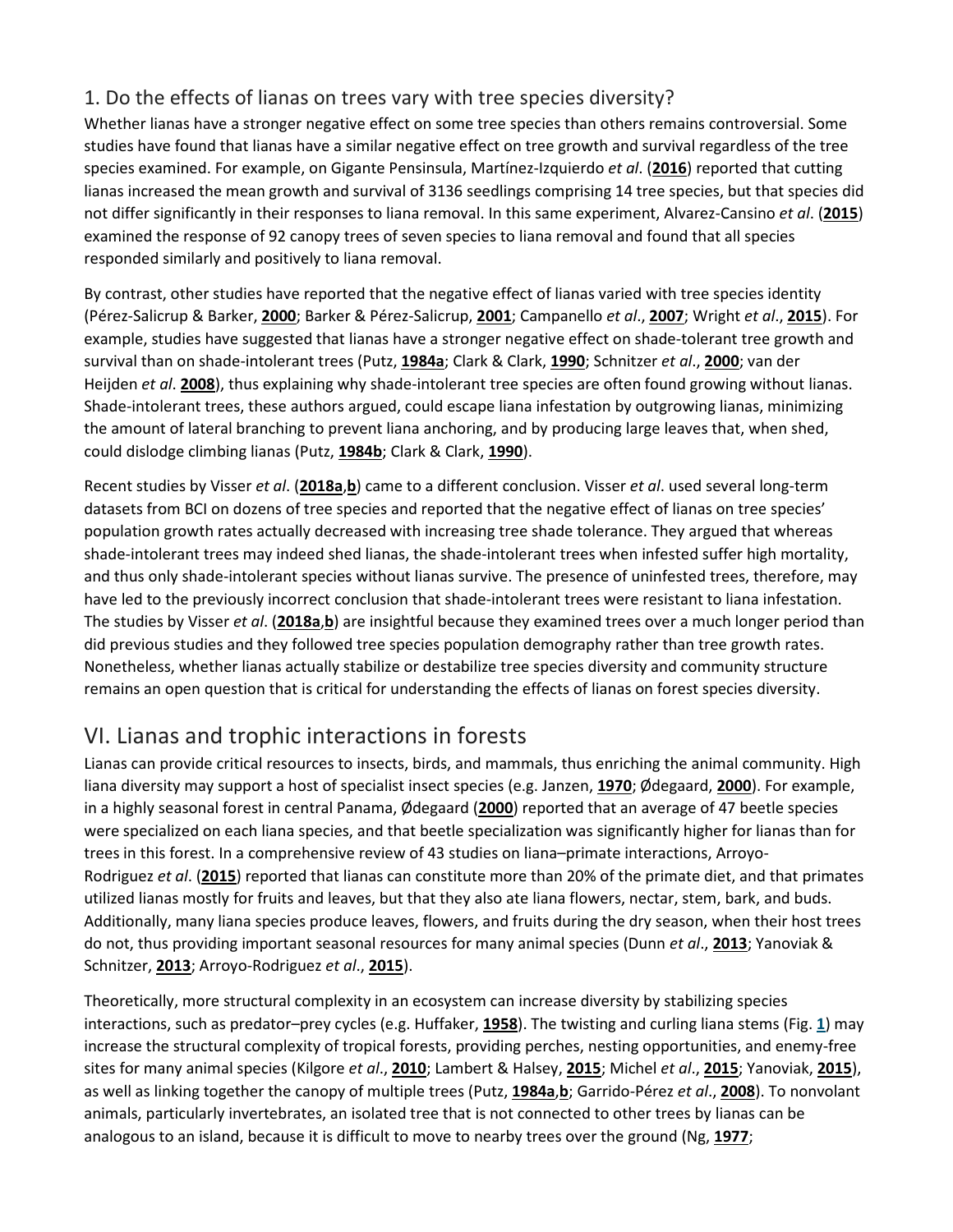### 1. Do the effects of lianas on trees vary with tree species diversity?

Whether lianas have a stronger negative effect on some tree species than others remains controversial. Some studies have found that lianas have a similar negative effect on tree growth and survival regardless of the tree species examined. For example, on Gigante Pensinsula, Martínez-Izquierdo *et al*. (**2016**) reported that cutting lianas increased the mean growth and survival of 3136 seedlings comprising 14 tree species, but that species did not differ significantly in their responses to liana removal. In this same experiment, Alvarez-Cansino *et al*. (**2015**) examined the response of 92 canopy trees of seven species to liana removal and found that all species responded similarly and positively to liana removal.

By contrast, other studies have reported that the negative effect of lianas varied with tree species identity (Pérez-Salicrup & Barker, **2000**; Barker & Pérez-Salicrup, **2001**; Campanello *et al*., **2007**; Wright *et al*., **2015**). For example, studies have suggested that lianas have a stronger negative effect on shade-tolerant tree growth and survival than on shade-intolerant trees (Putz, **1984a**; Clark & Clark, **1990**; Schnitzer *et al*., **2000**; van der Heijden *et al*. **2008**), thus explaining why shade-intolerant tree species are often found growing without lianas. Shade-intolerant trees, these authors argued, could escape liana infestation by outgrowing lianas, minimizing the amount of lateral branching to prevent liana anchoring, and by producing large leaves that, when shed, could dislodge climbing lianas (Putz, **1984b**; Clark & Clark, **1990**).

Recent studies by Visser *et al*. (**2018a**,**b**) came to a different conclusion. Visser *et al*. used several long-term datasets from BCI on dozens of tree species and reported that the negative effect of lianas on tree species' population growth rates actually decreased with increasing tree shade tolerance. They argued that whereas shade-intolerant trees may indeed shed lianas, the shade-intolerant trees when infested suffer high mortality, and thus only shade-intolerant species without lianas survive. The presence of uninfested trees, therefore, may have led to the previously incorrect conclusion that shade-intolerant trees were resistant to liana infestation. The studies by Visser *et al*. (**2018a**,**b**) are insightful because they examined trees over a much longer period than did previous studies and they followed tree species population demography rather than tree growth rates. Nonetheless, whether lianas actually stabilize or destabilize tree species diversity and community structure remains an open question that is critical for understanding the effects of lianas on forest species diversity.

## VI. Lianas and trophic interactions in forests

Lianas can provide critical resources to insects, birds, and mammals, thus enriching the animal community. High liana diversity may support a host of specialist insect species (e.g. Janzen, **1970**; Ødegaard, **2000**). For example, in a highly seasonal forest in central Panama, Ødegaard (**2000**) reported that an average of 47 beetle species were specialized on each liana species, and that beetle specialization was significantly higher for lianas than for trees in this forest. In a comprehensive review of 43 studies on liana–primate interactions, Arroyo-Rodriguez *et al*. (**2015**) reported that lianas can constitute more than 20% of the primate diet, and that primates utilized lianas mostly for fruits and leaves, but that they also ate liana flowers, nectar, stem, bark, and buds. Additionally, many liana species produce leaves, flowers, and fruits during the dry season, when their host trees do not, thus providing important seasonal resources for many animal species (Dunn *et al*., **2013**; Yanoviak & Schnitzer, **2013**; Arroyo-Rodriguez *et al*., **2015**).

Theoretically, more structural complexity in an ecosystem can increase diversity by stabilizing species interactions, such as predator–prey cycles (e.g. Huffaker, **1958**). The twisting and curling liana stems (Fig. **1**) may increase the structural complexity of tropical forests, providing perches, nesting opportunities, and enemy-free sites for many animal species (Kilgore *et al*., **2010**; Lambert & Halsey, **2015**; Michel *et al*., **2015**; Yanoviak, **2015**), as well as linking together the canopy of multiple trees (Putz, **1984a**,**b**; Garrido-Pérez *et al*., **2008**). To nonvolant animals, particularly invertebrates, an isolated tree that is not connected to other trees by lianas can be analogous to an island, because it is difficult to move to nearby trees over the ground (Ng, **1977**;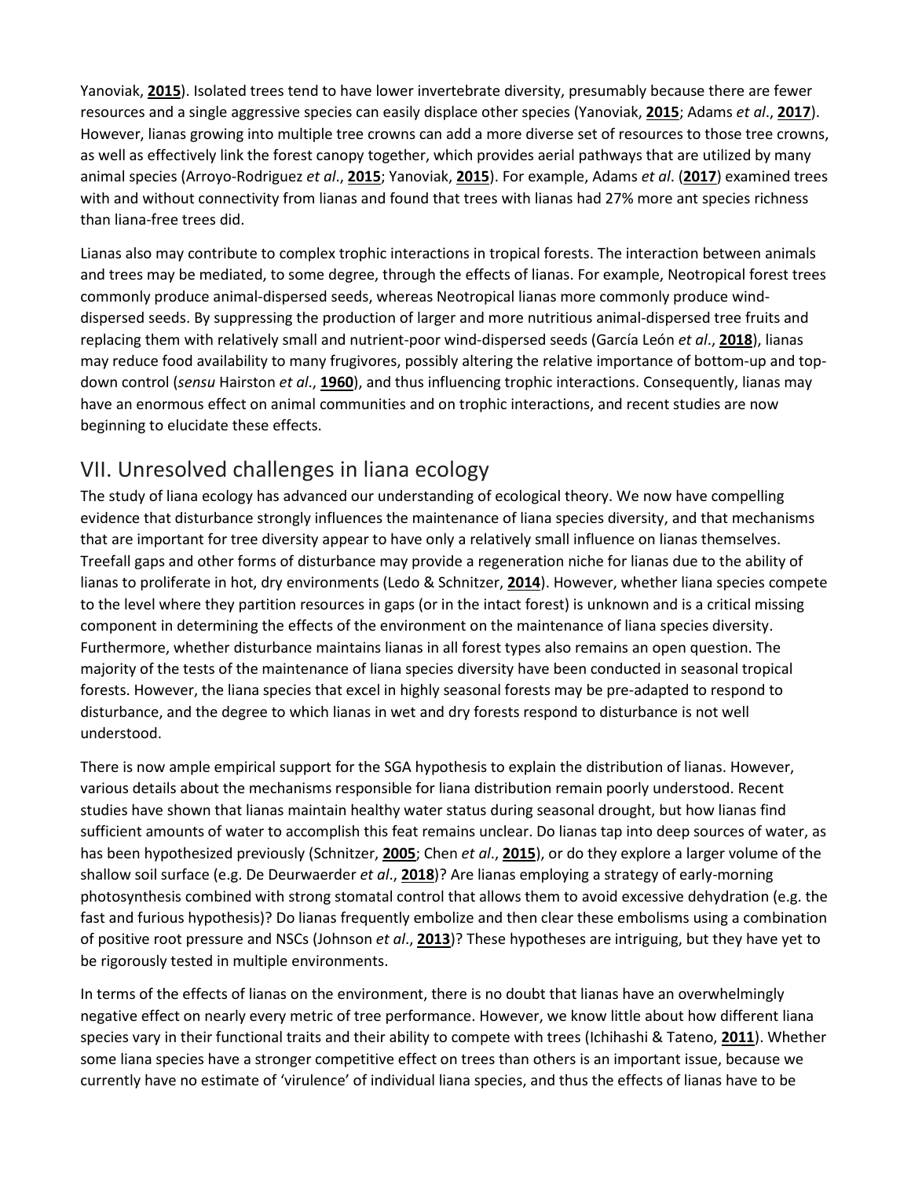Yanoviak, **2015**). Isolated trees tend to have lower invertebrate diversity, presumably because there are fewer resources and a single aggressive species can easily displace other species (Yanoviak, **2015**; Adams *et al*., **2017**). However, lianas growing into multiple tree crowns can add a more diverse set of resources to those tree crowns, as well as effectively link the forest canopy together, which provides aerial pathways that are utilized by many animal species (Arroyo-Rodriguez *et al*., **2015**; Yanoviak, **2015**). For example, Adams *et al*. (**2017**) examined trees with and without connectivity from lianas and found that trees with lianas had 27% more ant species richness than liana-free trees did.

Lianas also may contribute to complex trophic interactions in tropical forests. The interaction between animals and trees may be mediated, to some degree, through the effects of lianas. For example, Neotropical forest trees commonly produce animal-dispersed seeds, whereas Neotropical lianas more commonly produce wind-dispersed seeds. By suppressing the production of larger and more nutritious animal-dispersed tree fruits and replacing them with relatively small and nutrient-poor wind-dispersed seeds (García León *et al*., **2018**), lianas may reduce food availability to many frugivores, possibly altering the relative importance of bottom-up and top-down control (*sensu* Hairston *et al*., **1960**), and thus influencing trophic interactions. Consequently, lianas may have an enormous effect on animal communities and on trophic interactions, and recent studies are now beginning to elucidate these effects.

## VII. Unresolved challenges in liana ecology

The study of liana ecology has advanced our understanding of ecological theory. We now have compelling evidence that disturbance strongly influences the maintenance of liana species diversity, and that mechanisms that are important for tree diversity appear to have only a relatively small influence on lianas themselves. Treefall gaps and other forms of disturbance may provide a regeneration niche for lianas due to the ability of lianas to proliferate in hot, dry environments (Ledo & Schnitzer, **2014**). However, whether liana species compete to the level where they partition resources in gaps (or in the intact forest) is unknown and is a critical missing component in determining the effects of the environment on the maintenance of liana species diversity. Furthermore, whether disturbance maintains lianas in all forest types also remains an open question. The majority of the tests of the maintenance of liana species diversity have been conducted in seasonal tropical forests. However, the liana species that excel in highly seasonal forests may be pre-adapted to respond to disturbance, and the degree to which lianas in wet and dry forests respond to disturbance is not well understood.

There is now ample empirical support for the SGA hypothesis to explain the distribution of lianas. However, various details about the mechanisms responsible for liana distribution remain poorly understood. Recent studies have shown that lianas maintain healthy water status during seasonal drought, but how lianas find sufficient amounts of water to accomplish this feat remains unclear. Do lianas tap into deep sources of water, as has been hypothesized previously (Schnitzer, **2005**; Chen *et al*., **2015**), or do they explore a larger volume of the shallow soil surface (e.g. De Deurwaerder *et al*., **2018**)? Are lianas employing a strategy of early-morning photosynthesis combined with strong stomatal control that allows them to avoid excessive dehydration (e.g. the fast and furious hypothesis)? Do lianas frequently embolize and then clear these embolisms using a combination of positive root pressure and NSCs (Johnson *et al*., **2013**)? These hypotheses are intriguing, but they have yet to be rigorously tested in multiple environments.

In terms of the effects of lianas on the environment, there is no doubt that lianas have an overwhelmingly negative effect on nearly every metric of tree performance. However, we know little about how different liana species vary in their functional traits and their ability to compete with trees (Ichihashi & Tateno, **2011**). Whether some liana species have a stronger competitive effect on trees than others is an important issue, because we currently have no estimate of 'virulence' of individual liana species, and thus the effects of lianas have to be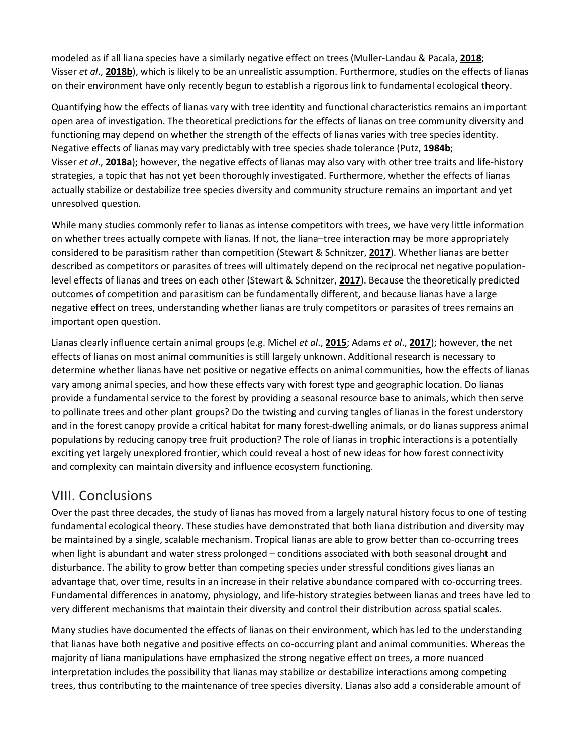modeled as if all liana species have a similarly negative effect on trees (Muller-Landau & Pacala, **2018**; Visser *et al*., **2018b**), which is likely to be an unrealistic assumption. Furthermore, studies on the effects of lianas on their environment have only recently begun to establish a rigorous link to fundamental ecological theory.

Quantifying how the effects of lianas vary with tree identity and functional characteristics remains an important open area of investigation. The theoretical predictions for the effects of lianas on tree community diversity and functioning may depend on whether the strength of the effects of lianas varies with tree species identity. Negative effects of lianas may vary predictably with tree species shade tolerance (Putz, **1984b**; Visser *et al*., **2018a**); however, the negative effects of lianas may also vary with other tree traits and life-history strategies, a topic that has not yet been thoroughly investigated. Furthermore, whether the effects of lianas actually stabilize or destabilize tree species diversity and community structure remains an important and yet unresolved question.

While many studies commonly refer to lianas as intense competitors with trees, we have very little information on whether trees actually compete with lianas. If not, the liana–tree interaction may be more appropriately considered to be parasitism rather than competition (Stewart & Schnitzer, **2017**). Whether lianas are better described as competitors or parasites of trees will ultimately depend on the reciprocal net negative population-level effects of lianas and trees on each other (Stewart & Schnitzer, **2017**). Because the theoretically predicted outcomes of competition and parasitism can be fundamentally different, and because lianas have a large negative effect on trees, understanding whether lianas are truly competitors or parasites of trees remains an important open question.

Lianas clearly influence certain animal groups (e.g. Michel *et al*., **2015**; Adams *et al*., **2017**); however, the net effects of lianas on most animal communities is still largely unknown. Additional research is necessary to determine whether lianas have net positive or negative effects on animal communities, how the effects of lianas vary among animal species, and how these effects vary with forest type and geographic location. Do lianas provide a fundamental service to the forest by providing a seasonal resource base to animals, which then serve to pollinate trees and other plant groups? Do the twisting and curving tangles of lianas in the forest understory and in the forest canopy provide a critical habitat for many forest-dwelling animals, or do lianas suppress animal populations by reducing canopy tree fruit production? The role of lianas in trophic interactions is a potentially exciting yet largely unexplored frontier, which could reveal a host of new ideas for how forest connectivity and complexity can maintain diversity and influence ecosystem functioning.

## VIII. Conclusions

Over the past three decades, the study of lianas has moved from a largely natural history focus to one of testing fundamental ecological theory. These studies have demonstrated that both liana distribution and diversity may be maintained by a single, scalable mechanism. Tropical lianas are able to grow better than co-occurring trees when light is abundant and water stress prolonged – conditions associated with both seasonal drought and disturbance. The ability to grow better than competing species under stressful conditions gives lianas an advantage that, over time, results in an increase in their relative abundance compared with co-occurring trees. Fundamental differences in anatomy, physiology, and life-history strategies between lianas and trees have led to very different mechanisms that maintain their diversity and control their distribution across spatial scales.

Many studies have documented the effects of lianas on their environment, which has led to the understanding that lianas have both negative and positive effects on co-occurring plant and animal communities. Whereas the majority of liana manipulations have emphasized the strong negative effect on trees, a more nuanced interpretation includes the possibility that lianas may stabilize or destabilize interactions among competing trees, thus contributing to the maintenance of tree species diversity. Lianas also add a considerable amount of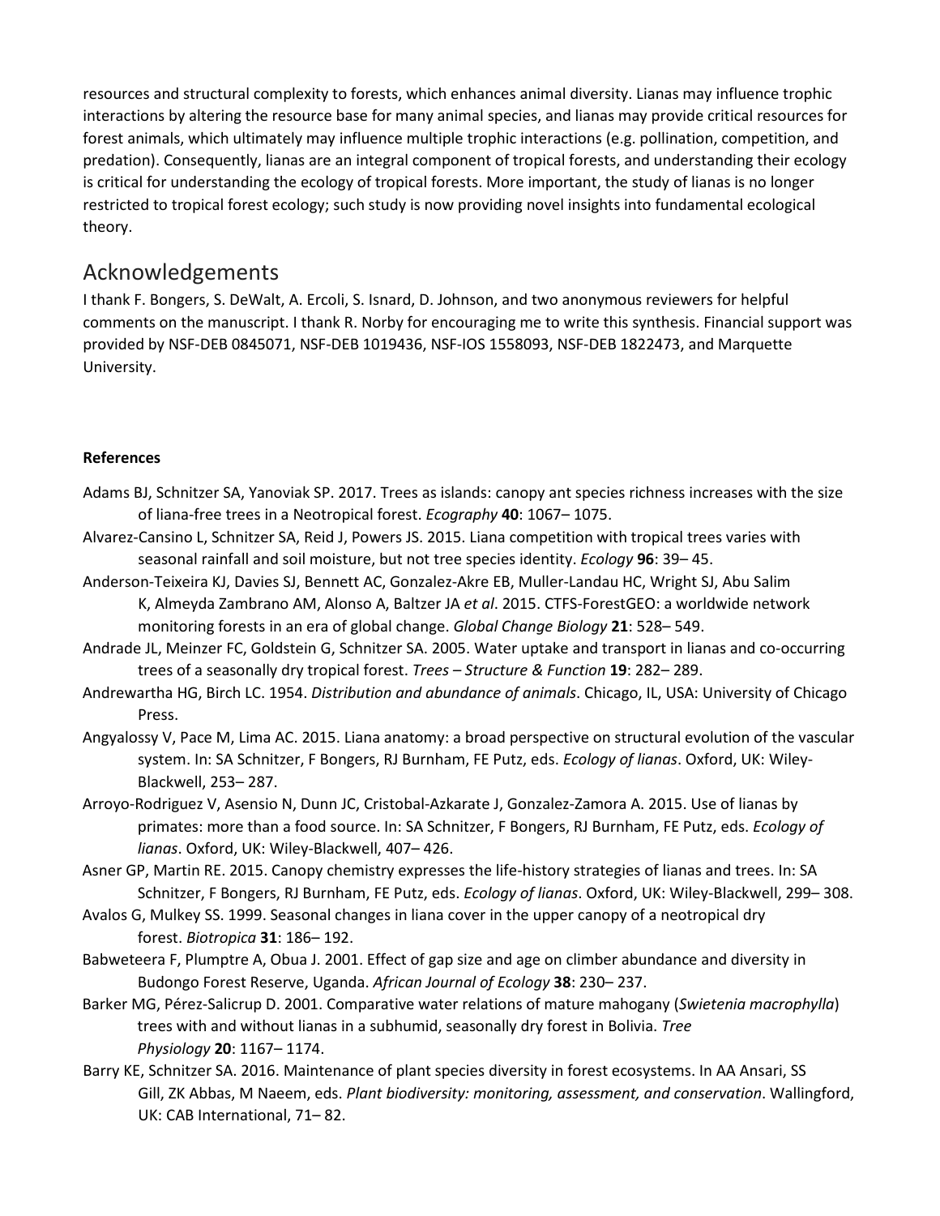resources and structural complexity to forests, which enhances animal diversity. Lianas may influence trophic interactions by altering the resource base for many animal species, and lianas may provide critical resources for forest animals, which ultimately may influence multiple trophic interactions (e.g. pollination, competition, and predation). Consequently, lianas are an integral component of tropical forests, and understanding their ecology is critical for understanding the ecology of tropical forests. More important, the study of lianas is no longer restricted to tropical forest ecology; such study is now providing novel insights into fundamental ecological theory.

## Acknowledgements

I thank F. Bongers, S. DeWalt, A. Ercoli, S. Isnard, D. Johnson, and two anonymous reviewers for helpful comments on the manuscript. I thank R. Norby for encouraging me to write this synthesis. Financial support was provided by NSF-DEB 0845071, NSF-DEB 1019436, NSF-IOS 1558093, NSF-DEB 1822473, and Marquette University.

**References**

Adams BJ, Schnitzer SA, Yanoviak SP. 2017. Trees as islands: canopy ant species richness increases with the size of liana-free trees in a Neotropical forest. *Ecography* **40**: 1067– 1075.

Alvarez-Cansino L, Schnitzer SA, Reid J, Powers JS. 2015. Liana competition with tropical trees varies with seasonal rainfall and soil moisture, but not tree species identity. *Ecology* **96**: 39– 45.

Anderson-Teixeira KJ, Davies SJ, Bennett AC, Gonzalez-Akre EB, Muller-Landau HC, Wright SJ, Abu Salim K, Almeyda Zambrano AM, Alonso A, Baltzer JA *et al*. 2015. CTFS-ForestGEO: a worldwide network monitoring forests in an era of global change. *Global Change Biology* **21**: 528– 549.

Andrade JL, Meinzer FC, Goldstein G, Schnitzer SA. 2005. Water uptake and transport in lianas and co-occurring trees of a seasonally dry tropical forest. *Trees – Structure & Function* **19**: 282– 289.

Andrewartha HG, Birch LC. 1954. *Distribution and abundance of animals*. Chicago, IL, USA: University of Chicago Press.

Angyalossy V, Pace M, Lima AC. 2015. Liana anatomy: a broad perspective on structural evolution of the vascular system. In: SA Schnitzer, F Bongers, RJ Burnham, FE Putz, eds. *Ecology of lianas*. Oxford, UK: Wiley-Blackwell, 253– 287.

Arroyo-Rodriguez V, Asensio N, Dunn JC, Cristobal-Azkarate J, Gonzalez-Zamora A. 2015. Use of lianas by primates: more than a food source. In: SA Schnitzer, F Bongers, RJ Burnham, FE Putz, eds. *Ecology of lianas*. Oxford, UK: Wiley-Blackwell, 407– 426.

Asner GP, Martin RE. 2015. Canopy chemistry expresses the life-history strategies of lianas and trees. In: SA Schnitzer, F Bongers, RJ Burnham, FE Putz, eds. *Ecology of lianas*. Oxford, UK: Wiley-Blackwell, 299– 308.

Avalos G, Mulkey SS. 1999. Seasonal changes in liana cover in the upper canopy of a neotropical dry forest. *Biotropica* **31**: 186– 192.

Babweteera F, Plumptre A, Obua J. 2001. Effect of gap size and age on climber abundance and diversity in Budongo Forest Reserve, Uganda. *African Journal of Ecology* **38**: 230– 237.

Barker MG, Pérez-Salicrup D. 2001. Comparative water relations of mature mahogany (*Swietenia macrophylla*) trees with and without lianas in a subhumid, seasonally dry forest in Bolivia. *Tree Physiology* **20**: 1167– 1174.

Barry KE, Schnitzer SA. 2016. Maintenance of plant species diversity in forest ecosystems. In AA Ansari, SS Gill, ZK Abbas, M Naeem, eds. *Plant biodiversity: monitoring, assessment, and conservation*. Wallingford, UK: CAB International, 71– 82.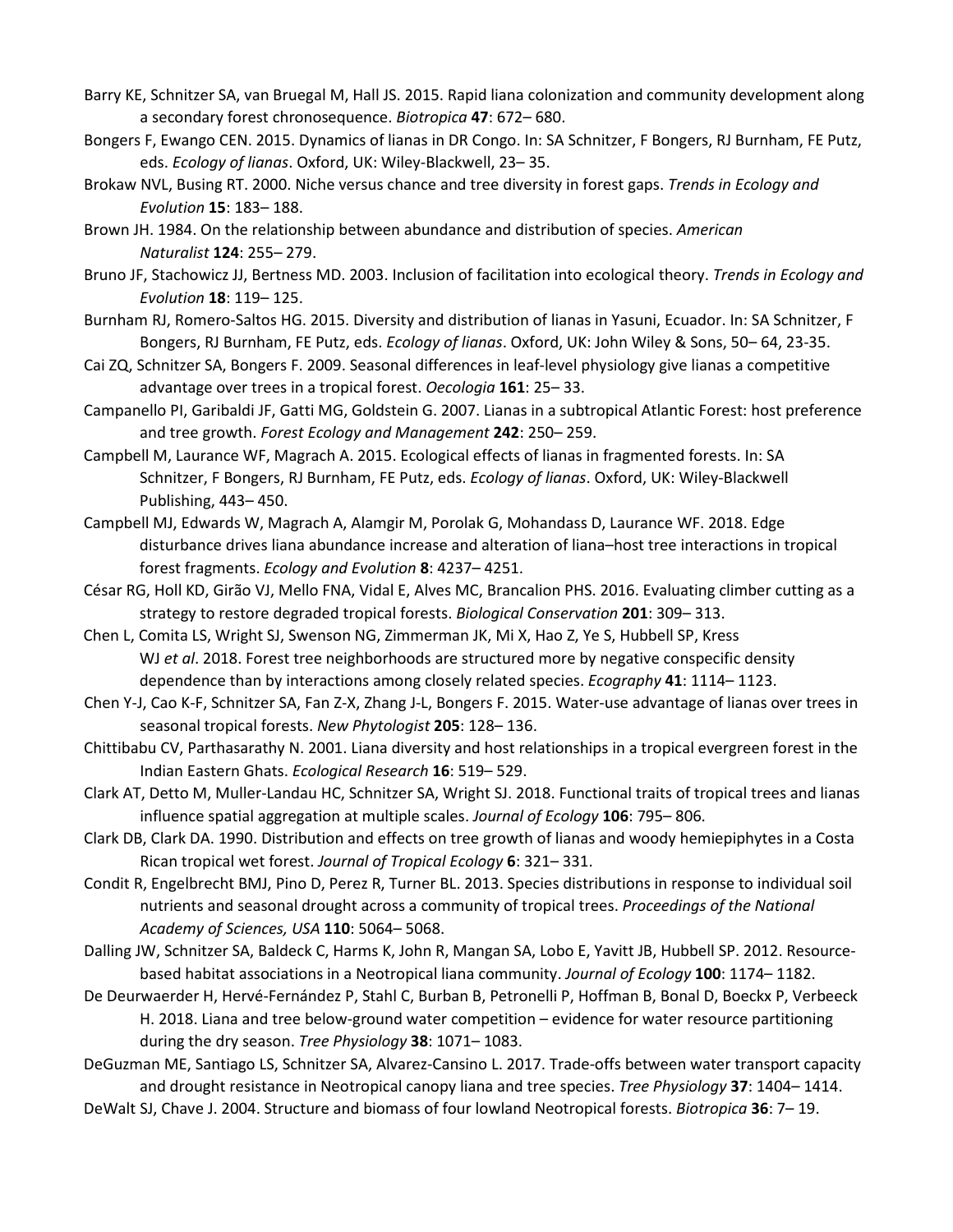Barry KE, Schnitzer SA, van Bruegal M, Hall JS. 2015. Rapid liana colonization and community development along a secondary forest chronosequence. *Biotropica* **47**: 672– 680.

Bongers F, Ewango CEN. 2015. Dynamics of lianas in DR Congo. In: SA Schnitzer, F Bongers, RJ Burnham, FE Putz, eds. *Ecology of lianas*. Oxford, UK: Wiley-Blackwell, 23– 35.

Brokaw NVL, Busing RT. 2000. Niche versus chance and tree diversity in forest gaps. *Trends in Ecology and Evolution* **15**: 183– 188.

Brown JH. 1984. On the relationship between abundance and distribution of species. *American Naturalist* **124**: 255– 279.

Bruno JF, Stachowicz JJ, Bertness MD. 2003. Inclusion of facilitation into ecological theory. *Trends in Ecology and Evolution* **18**: 119– 125.

Burnham RJ, Romero-Saltos HG. 2015. Diversity and distribution of lianas in Yasuni, Ecuador. In: SA Schnitzer, F Bongers, RJ Burnham, FE Putz, eds. *Ecology of lianas*. Oxford, UK: John Wiley & Sons, 50– 64, 23-35.

Cai ZQ, Schnitzer SA, Bongers F. 2009. Seasonal differences in leaf-level physiology give lianas a competitive advantage over trees in a tropical forest. *Oecologia* **161**: 25– 33.

Campanello PI, Garibaldi JF, Gatti MG, Goldstein G. 2007. Lianas in a subtropical Atlantic Forest: host preference and tree growth. *Forest Ecology and Management* **242**: 250– 259.

Campbell M, Laurance WF, Magrach A. 2015. Ecological effects of lianas in fragmented forests. In: SA Schnitzer, F Bongers, RJ Burnham, FE Putz, eds. *Ecology of lianas*. Oxford, UK: Wiley-Blackwell Publishing, 443– 450.

Campbell MJ, Edwards W, Magrach A, Alamgir M, Porolak G, Mohandass D, Laurance WF. 2018. Edge disturbance drives liana abundance increase and alteration of liana–host tree interactions in tropical forest fragments. *Ecology and Evolution* **8**: 4237– 4251.

César RG, Holl KD, Girão VJ, Mello FNA, Vidal E, Alves MC, Brancalion PHS. 2016. Evaluating climber cutting as a strategy to restore degraded tropical forests. *Biological Conservation* **201**: 309– 313.

Chen L, Comita LS, Wright SJ, Swenson NG, Zimmerman JK, Mi X, Hao Z, Ye S, Hubbell SP, Kress WJ *et al*. 2018. Forest tree neighborhoods are structured more by negative conspecific density dependence than by interactions among closely related species. *Ecography* **41**: 1114– 1123.

Chen Y-J, Cao K-F, Schnitzer SA, Fan Z-X, Zhang J-L, Bongers F. 2015. Water-use advantage of lianas over trees in seasonal tropical forests. *New Phytologist* **205**: 128– 136.

Chittibabu CV, Parthasarathy N. 2001. Liana diversity and host relationships in a tropical evergreen forest in the Indian Eastern Ghats. *Ecological Research* **16**: 519– 529.

Clark AT, Detto M, Muller-Landau HC, Schnitzer SA, Wright SJ. 2018. Functional traits of tropical trees and lianas influence spatial aggregation at multiple scales. *Journal of Ecology* **106**: 795– 806.

Clark DB, Clark DA. 1990. Distribution and effects on tree growth of lianas and woody hemiepiphytes in a Costa Rican tropical wet forest. *Journal of Tropical Ecology* **6**: 321– 331.

Condit R, Engelbrecht BMJ, Pino D, Perez R, Turner BL. 2013. Species distributions in response to individual soil nutrients and seasonal drought across a community of tropical trees. *Proceedings of the National Academy of Sciences, USA* **110**: 5064– 5068.

Dalling JW, Schnitzer SA, Baldeck C, Harms K, John R, Mangan SA, Lobo E, Yavitt JB, Hubbell SP. 2012. Resource-based habitat associations in a Neotropical liana community. *Journal of Ecology* **100**: 1174– 1182.

De Deurwaerder H, Hervé-Fernández P, Stahl C, Burban B, Petronelli P, Hoffman B, Bonal D, Boeckx P, Verbeeck H. 2018. Liana and tree below-ground water competition – evidence for water resource partitioning during the dry season. *Tree Physiology* **38**: 1071– 1083.

DeGuzman ME, Santiago LS, Schnitzer SA, Alvarez-Cansino L. 2017. Trade-offs between water transport capacity and drought resistance in Neotropical canopy liana and tree species. *Tree Physiology* **37**: 1404– 1414.

DeWalt SJ, Chave J. 2004. Structure and biomass of four lowland Neotropical forests. *Biotropica* **36**: 7– 19.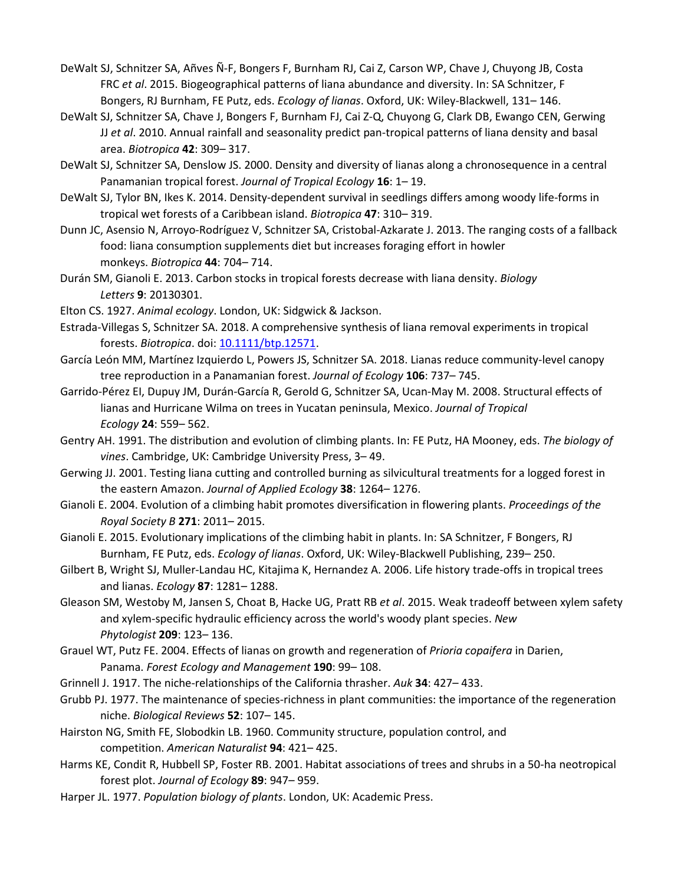DeWalt SJ, Schnitzer SA, Añves Ñ-F, Bongers F, Burnham RJ, Cai Z, Carson WP, Chave J, Chuyong JB, Costa FRC *et al*. 2015. Biogeographical patterns of liana abundance and diversity. In: SA Schnitzer, F Bongers, RJ Burnham, FE Putz, eds. *Ecology of lianas*. Oxford, UK: Wiley-Blackwell, 131– 146.

DeWalt SJ, Schnitzer SA, Chave J, Bongers F, Burnham FJ, Cai Z-Q, Chuyong G, Clark DB, Ewango CEN, Gerwing JJ *et al*. 2010. Annual rainfall and seasonality predict pan-tropical patterns of liana density and basal area. *Biotropica* **42**: 309– 317.

DeWalt SJ, Schnitzer SA, Denslow JS. 2000. Density and diversity of lianas along a chronosequence in a central Panamanian tropical forest. *Journal of Tropical Ecology* **16**: 1– 19.

DeWalt SJ, Tylor BN, Ikes K. 2014. Density-dependent survival in seedlings differs among woody life-forms in tropical wet forests of a Caribbean island. *Biotropica* **47**: 310– 319.

Dunn JC, Asensio N, Arroyo-Rodríguez V, Schnitzer SA, Cristobal-Azkarate J. 2013. The ranging costs of a fallback food: liana consumption supplements diet but increases foraging effort in howler monkeys. *Biotropica* **44**: 704– 714.

Durán SM, Gianoli E. 2013. Carbon stocks in tropical forests decrease with liana density. *Biology Letters* **9**: 20130301.

Elton CS. 1927. *Animal ecology*. London, UK: Sidgwick & Jackson.

Estrada-Villegas S, Schnitzer SA. 2018. A comprehensive synthesis of liana removal experiments in tropical forests. *Biotropica*. doi: 10.1111/btp.12571.

García León MM, Martínez Izquierdo L, Powers JS, Schnitzer SA. 2018. Lianas reduce community-level canopy tree reproduction in a Panamanian forest. *Journal of Ecology* **106**: 737– 745.

Garrido-Pérez EI, Dupuy JM, Durán-García R, Gerold G, Schnitzer SA, Ucan-May M. 2008. Structural effects of lianas and Hurricane Wilma on trees in Yucatan peninsula, Mexico. *Journal of Tropical Ecology* **24**: 559– 562.

Gentry AH. 1991. The distribution and evolution of climbing plants. In: FE Putz, HA Mooney, eds. *The biology of vines*. Cambridge, UK: Cambridge University Press, 3– 49.

Gerwing JJ. 2001. Testing liana cutting and controlled burning as silvicultural treatments for a logged forest in the eastern Amazon. *Journal of Applied Ecology* **38**: 1264– 1276.

Gianoli E. 2004. Evolution of a climbing habit promotes diversification in flowering plants. *Proceedings of the Royal Society B* **271**: 2011– 2015.

Gianoli E. 2015. Evolutionary implications of the climbing habit in plants. In: SA Schnitzer, F Bongers, RJ Burnham, FE Putz, eds. *Ecology of lianas*. Oxford, UK: Wiley-Blackwell Publishing, 239– 250.

Gilbert B, Wright SJ, Muller-Landau HC, Kitajima K, Hernandez A. 2006. Life history trade-offs in tropical trees and lianas. *Ecology* **87**: 1281– 1288.

Gleason SM, Westoby M, Jansen S, Choat B, Hacke UG, Pratt RB *et al*. 2015. Weak tradeoff between xylem safety and xylem-specific hydraulic efficiency across the world's woody plant species. *New Phytologist* **209**: 123– 136.

Grauel WT, Putz FE. 2004. Effects of lianas on growth and regeneration of *Prioria copaifera* in Darien, Panama. *Forest Ecology and Management* **190**: 99– 108.

Grinnell J. 1917. The niche-relationships of the California thrasher. *Auk* **34**: 427– 433.

Grubb PJ. 1977. The maintenance of species-richness in plant communities: the importance of the regeneration niche. *Biological Reviews* **52**: 107– 145.

Hairston NG, Smith FE, Slobodkin LB. 1960. Community structure, population control, and competition. *American Naturalist* **94**: 421– 425.

Harms KE, Condit R, Hubbell SP, Foster RB. 2001. Habitat associations of trees and shrubs in a 50-ha neotropical forest plot. *Journal of Ecology* **89**: 947– 959.

Harper JL. 1977. *Population biology of plants*. London, UK: Academic Press.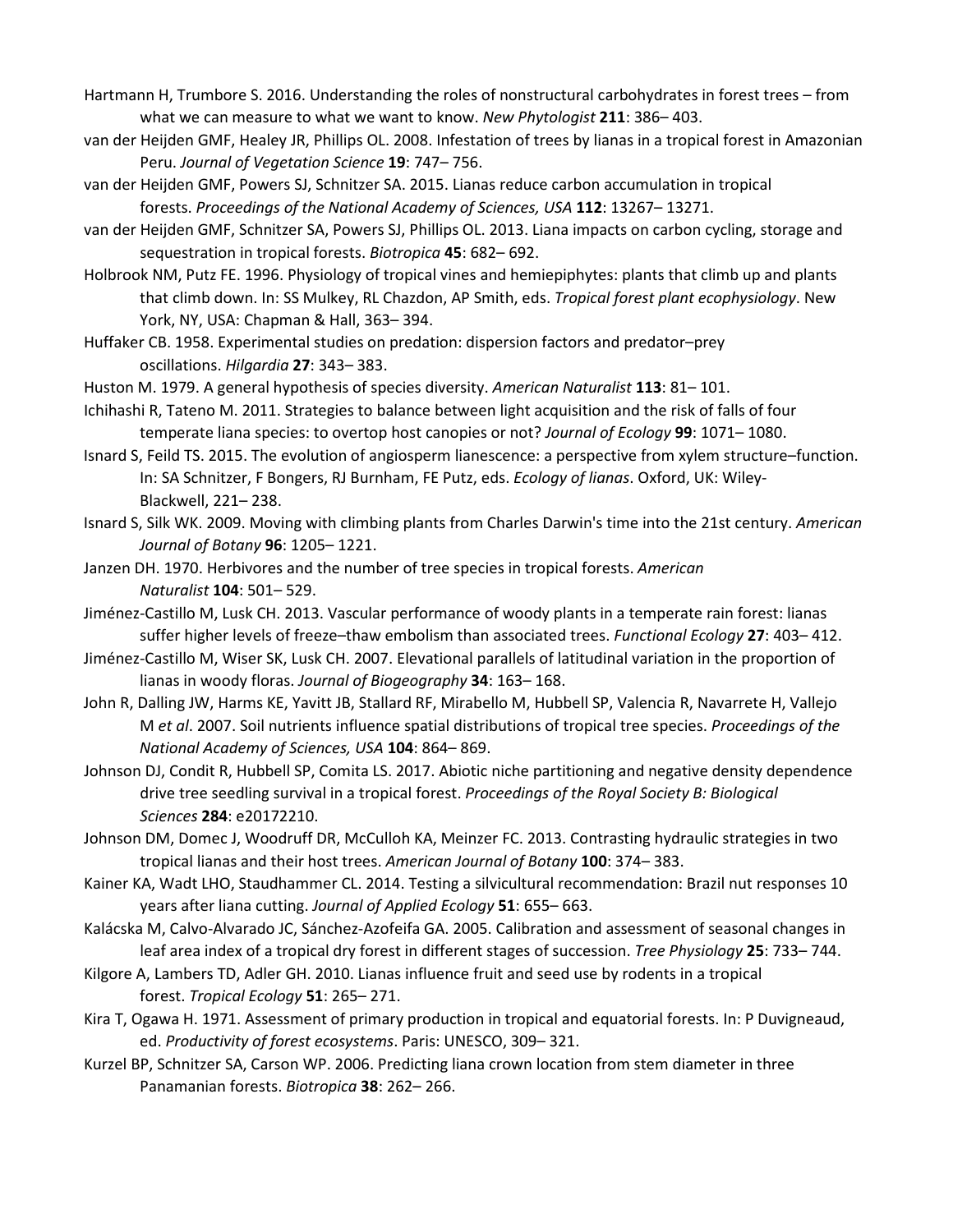Hartmann H, Trumbore S. 2016. Understanding the roles of nonstructural carbohydrates in forest trees – from what we can measure to what we want to know. *New Phytologist* **211**: 386– 403.

van der Heijden GMF, Healey JR, Phillips OL. 2008. Infestation of trees by lianas in a tropical forest in Amazonian Peru. *Journal of Vegetation Science* **19**: 747– 756.

van der Heijden GMF, Powers SJ, Schnitzer SA. 2015. Lianas reduce carbon accumulation in tropical forests. *Proceedings of the National Academy of Sciences, USA* **112**: 13267– 13271.

van der Heijden GMF, Schnitzer SA, Powers SJ, Phillips OL. 2013. Liana impacts on carbon cycling, storage and sequestration in tropical forests. *Biotropica* **45**: 682– 692.

Holbrook NM, Putz FE. 1996. Physiology of tropical vines and hemiepiphytes: plants that climb up and plants that climb down. In: SS Mulkey, RL Chazdon, AP Smith, eds. *Tropical forest plant ecophysiology*. New York, NY, USA: Chapman & Hall, 363– 394.

Huffaker CB. 1958. Experimental studies on predation: dispersion factors and predator–prey oscillations. *Hilgardia* **27**: 343– 383.

Huston M. 1979. A general hypothesis of species diversity. *American Naturalist* **113**: 81– 101.

Ichihashi R, Tateno M. 2011. Strategies to balance between light acquisition and the risk of falls of four temperate liana species: to overtop host canopies or not? *Journal of Ecology* **99**: 1071– 1080.

Isnard S, Feild TS. 2015. The evolution of angiosperm lianescence: a perspective from xylem structure–function. In: SA Schnitzer, F Bongers, RJ Burnham, FE Putz, eds. *Ecology of lianas*. Oxford, UK: Wiley-Blackwell, 221– 238.

Isnard S, Silk WK. 2009. Moving with climbing plants from Charles Darwin's time into the 21st century. *American Journal of Botany* **96**: 1205– 1221.

Janzen DH. 1970. Herbivores and the number of tree species in tropical forests. *American Naturalist* **104**: 501– 529.

Jiménez-Castillo M, Lusk CH. 2013. Vascular performance of woody plants in a temperate rain forest: lianas suffer higher levels of freeze–thaw embolism than associated trees. *Functional Ecology* **27**: 403– 412.

Jiménez-Castillo M, Wiser SK, Lusk CH. 2007. Elevational parallels of latitudinal variation in the proportion of lianas in woody floras. *Journal of Biogeography* **34**: 163– 168.

John R, Dalling JW, Harms KE, Yavitt JB, Stallard RF, Mirabello M, Hubbell SP, Valencia R, Navarrete H, Vallejo M *et al*. 2007. Soil nutrients influence spatial distributions of tropical tree species. *Proceedings of the National Academy of Sciences, USA* **104**: 864– 869.

Johnson DJ, Condit R, Hubbell SP, Comita LS. 2017. Abiotic niche partitioning and negative density dependence drive tree seedling survival in a tropical forest. *Proceedings of the Royal Society B: Biological Sciences* **284**: e20172210.

Johnson DM, Domec J, Woodruff DR, McCulloh KA, Meinzer FC. 2013. Contrasting hydraulic strategies in two tropical lianas and their host trees. *American Journal of Botany* **100**: 374– 383.

Kainer KA, Wadt LHO, Staudhammer CL. 2014. Testing a silvicultural recommendation: Brazil nut responses 10 years after liana cutting. *Journal of Applied Ecology* **51**: 655– 663.

Kalácska M, Calvo-Alvarado JC, Sánchez-Azofeifa GA. 2005. Calibration and assessment of seasonal changes in leaf area index of a tropical dry forest in different stages of succession. *Tree Physiology* **25**: 733– 744.

Kilgore A, Lambers TD, Adler GH. 2010. Lianas influence fruit and seed use by rodents in a tropical forest. *Tropical Ecology* **51**: 265– 271.

Kira T, Ogawa H. 1971. Assessment of primary production in tropical and equatorial forests. In: P Duvigneaud, ed. *Productivity of forest ecosystems*. Paris: UNESCO, 309– 321.

Kurzel BP, Schnitzer SA, Carson WP. 2006. Predicting liana crown location from stem diameter in three Panamanian forests. *Biotropica* **38**: 262– 266.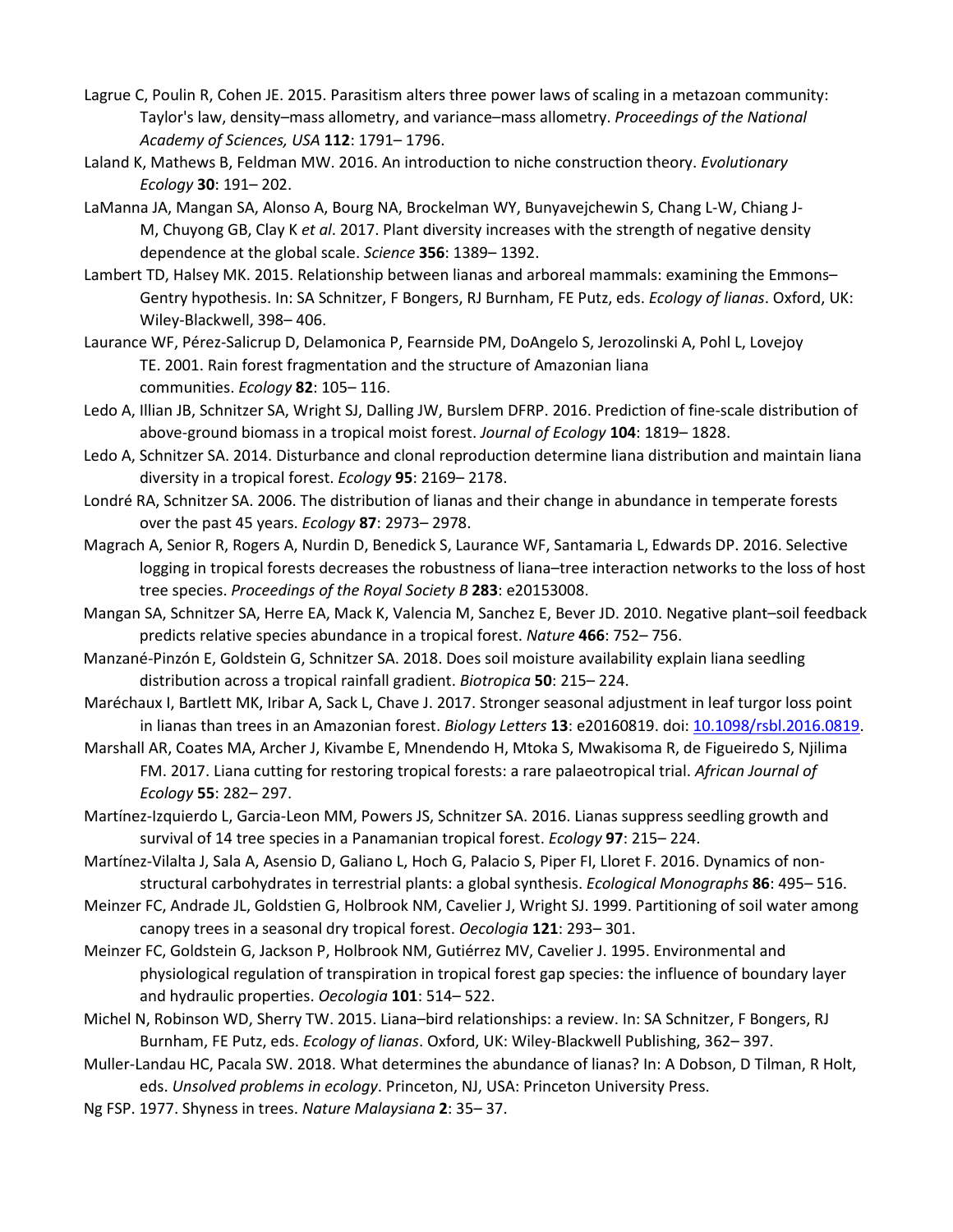Lagrue C, Poulin R, Cohen JE. 2015. Parasitism alters three power laws of scaling in a metazoan community: Taylor's law, density–mass allometry, and variance–mass allometry. *Proceedings of the National Academy of Sciences, USA* **112**: 1791– 1796.

Laland K, Mathews B, Feldman MW. 2016. An introduction to niche construction theory. *Evolutionary Ecology* **30**: 191– 202.

LaManna JA, Mangan SA, Alonso A, Bourg NA, Brockelman WY, Bunyavejchewin S, Chang L-W, Chiang J-M, Chuyong GB, Clay K *et al*. 2017. Plant diversity increases with the strength of negative density dependence at the global scale. *Science* **356**: 1389– 1392.

Lambert TD, Halsey MK. 2015. Relationship between lianas and arboreal mammals: examining the Emmons–Gentry hypothesis. In: SA Schnitzer, F Bongers, RJ Burnham, FE Putz, eds. *Ecology of lianas*. Oxford, UK: Wiley-Blackwell, 398– 406.

Laurance WF, Pérez-Salicrup D, Delamonica P, Fearnside PM, DoAngelo S, Jerozolinski A, Pohl L, Lovejoy TE. 2001. Rain forest fragmentation and the structure of Amazonian liana communities. *Ecology* **82**: 105– 116.

Ledo A, Illian JB, Schnitzer SA, Wright SJ, Dalling JW, Burslem DFRP. 2016. Prediction of fine-scale distribution of above-ground biomass in a tropical moist forest. *Journal of Ecology* **104**: 1819– 1828.

Ledo A, Schnitzer SA. 2014. Disturbance and clonal reproduction determine liana distribution and maintain liana diversity in a tropical forest. *Ecology* **95**: 2169– 2178.

Londré RA, Schnitzer SA. 2006. The distribution of lianas and their change in abundance in temperate forests over the past 45 years. *Ecology* **87**: 2973– 2978.

Magrach A, Senior R, Rogers A, Nurdin D, Benedick S, Laurance WF, Santamaria L, Edwards DP. 2016. Selective logging in tropical forests decreases the robustness of liana–tree interaction networks to the loss of host tree species. *Proceedings of the Royal Society B* **283**: e20153008.

Mangan SA, Schnitzer SA, Herre EA, Mack K, Valencia M, Sanchez E, Bever JD. 2010. Negative plant–soil feedback predicts relative species abundance in a tropical forest. *Nature* **466**: 752– 756.

Manzané-Pinzón E, Goldstein G, Schnitzer SA. 2018. Does soil moisture availability explain liana seedling distribution across a tropical rainfall gradient. *Biotropica* **50**: 215– 224.

Maréchaux I, Bartlett MK, Iribar A, Sack L, Chave J. 2017. Stronger seasonal adjustment in leaf turgor loss point in lianas than trees in an Amazonian forest. *Biology Letters* **13**: e20160819. doi: 10.1098/rsbl.2016.0819.

Marshall AR, Coates MA, Archer J, Kivambe E, Mnendendo H, Mtoka S, Mwakisoma R, de Figueiredo S, Njilima FM. 2017. Liana cutting for restoring tropical forests: a rare palaeotropical trial. *African Journal of Ecology* **55**: 282– 297.

Martínez-Izquierdo L, Garcia-Leon MM, Powers JS, Schnitzer SA. 2016. Lianas suppress seedling growth and survival of 14 tree species in a Panamanian tropical forest. *Ecology* **97**: 215– 224.

Martínez-Vilalta J, Sala A, Asensio D, Galiano L, Hoch G, Palacio S, Piper FI, Lloret F. 2016. Dynamics of non-structural carbohydrates in terrestrial plants: a global synthesis. *Ecological Monographs* **86**: 495– 516.

Meinzer FC, Andrade JL, Goldstien G, Holbrook NM, Cavelier J, Wright SJ. 1999. Partitioning of soil water among canopy trees in a seasonal dry tropical forest. *Oecologia* **121**: 293– 301.

Meinzer FC, Goldstein G, Jackson P, Holbrook NM, Gutiérrez MV, Cavelier J. 1995. Environmental and physiological regulation of transpiration in tropical forest gap species: the influence of boundary layer and hydraulic properties. *Oecologia* **101**: 514– 522.

Michel N, Robinson WD, Sherry TW. 2015. Liana–bird relationships: a review. In: SA Schnitzer, F Bongers, RJ Burnham, FE Putz, eds. *Ecology of lianas*. Oxford, UK: Wiley-Blackwell Publishing, 362– 397.

Muller-Landau HC, Pacala SW. 2018. What determines the abundance of lianas? In: A Dobson, D Tilman, R Holt, eds. *Unsolved problems in ecology*. Princeton, NJ, USA: Princeton University Press.

Ng FSP. 1977. Shyness in trees. *Nature Malaysiana* **2**: 35– 37.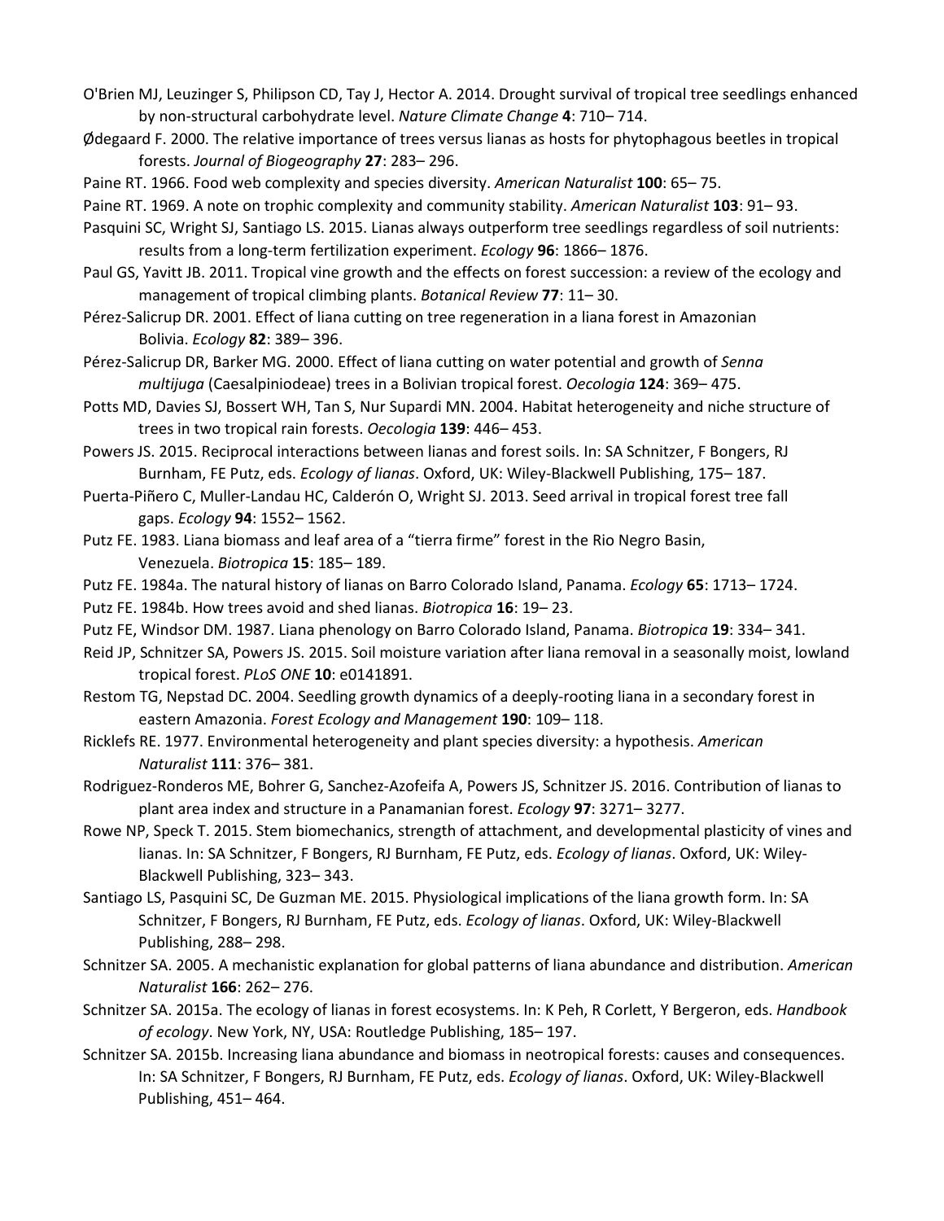O'Brien MJ, Leuzinger S, Philipson CD, Tay J, Hector A. 2014. Drought survival of tropical tree seedlings enhanced by non-structural carbohydrate level. *Nature Climate Change* **4**: 710– 714.

Ødegaard F. 2000. The relative importance of trees versus lianas as hosts for phytophagous beetles in tropical forests. *Journal of Biogeography* **27**: 283– 296.

Paine RT. 1966. Food web complexity and species diversity. *American Naturalist* **100**: 65– 75.

Paine RT. 1969. A note on trophic complexity and community stability. *American Naturalist* **103**: 91– 93.

Pasquini SC, Wright SJ, Santiago LS. 2015. Lianas always outperform tree seedlings regardless of soil nutrients: results from a long-term fertilization experiment. *Ecology* **96**: 1866– 1876.

Paul GS, Yavitt JB. 2011. Tropical vine growth and the effects on forest succession: a review of the ecology and management of tropical climbing plants. *Botanical Review* **77**: 11– 30.

Pérez-Salicrup DR. 2001. Effect of liana cutting on tree regeneration in a liana forest in Amazonian Bolivia. *Ecology* **82**: 389– 396.

Pérez-Salicrup DR, Barker MG. 2000. Effect of liana cutting on water potential and growth of *Senna multijuga* (Caesalpiniodeae) trees in a Bolivian tropical forest. *Oecologia* **124**: 369– 475.

Potts MD, Davies SJ, Bossert WH, Tan S, Nur Supardi MN. 2004. Habitat heterogeneity and niche structure of trees in two tropical rain forests. *Oecologia* **139**: 446– 453.

Powers JS. 2015. Reciprocal interactions between lianas and forest soils. In: SA Schnitzer, F Bongers, RJ Burnham, FE Putz, eds. *Ecology of lianas*. Oxford, UK: Wiley-Blackwell Publishing, 175– 187.

Puerta-Piñero C, Muller-Landau HC, Calderón O, Wright SJ. 2013. Seed arrival in tropical forest tree fall gaps. *Ecology* **94**: 1552– 1562.

Putz FE. 1983. Liana biomass and leaf area of a "tierra firme" forest in the Rio Negro Basin, Venezuela. *Biotropica* **15**: 185– 189.

Putz FE. 1984a. The natural history of lianas on Barro Colorado Island, Panama. *Ecology* **65**: 1713– 1724.

Putz FE. 1984b. How trees avoid and shed lianas. *Biotropica* **16**: 19– 23.

Putz FE, Windsor DM. 1987. Liana phenology on Barro Colorado Island, Panama. *Biotropica* **19**: 334– 341.

Reid JP, Schnitzer SA, Powers JS. 2015. Soil moisture variation after liana removal in a seasonally moist, lowland tropical forest. *PLoS ONE* **10**: e0141891.

Restom TG, Nepstad DC. 2004. Seedling growth dynamics of a deeply-rooting liana in a secondary forest in eastern Amazonia. *Forest Ecology and Management* **190**: 109– 118.

Ricklefs RE. 1977. Environmental heterogeneity and plant species diversity: a hypothesis. *American Naturalist* **111**: 376– 381.

Rodriguez-Ronderos ME, Bohrer G, Sanchez-Azofeifa A, Powers JS, Schnitzer JS. 2016. Contribution of lianas to plant area index and structure in a Panamanian forest. *Ecology* **97**: 3271– 3277.

Rowe NP, Speck T. 2015. Stem biomechanics, strength of attachment, and developmental plasticity of vines and lianas. In: SA Schnitzer, F Bongers, RJ Burnham, FE Putz, eds. *Ecology of lianas*. Oxford, UK: Wiley-Blackwell Publishing, 323– 343.

Santiago LS, Pasquini SC, De Guzman ME. 2015. Physiological implications of the liana growth form. In: SA Schnitzer, F Bongers, RJ Burnham, FE Putz, eds. *Ecology of lianas*. Oxford, UK: Wiley-Blackwell Publishing, 288– 298.

Schnitzer SA. 2005. A mechanistic explanation for global patterns of liana abundance and distribution. *American Naturalist* **166**: 262– 276.

Schnitzer SA. 2015a. The ecology of lianas in forest ecosystems. In: K Peh, R Corlett, Y Bergeron, eds. *Handbook of ecology*. New York, NY, USA: Routledge Publishing, 185– 197.

Schnitzer SA. 2015b. Increasing liana abundance and biomass in neotropical forests: causes and consequences. In: SA Schnitzer, F Bongers, RJ Burnham, FE Putz, eds. *Ecology of lianas*. Oxford, UK: Wiley-Blackwell Publishing, 451– 464.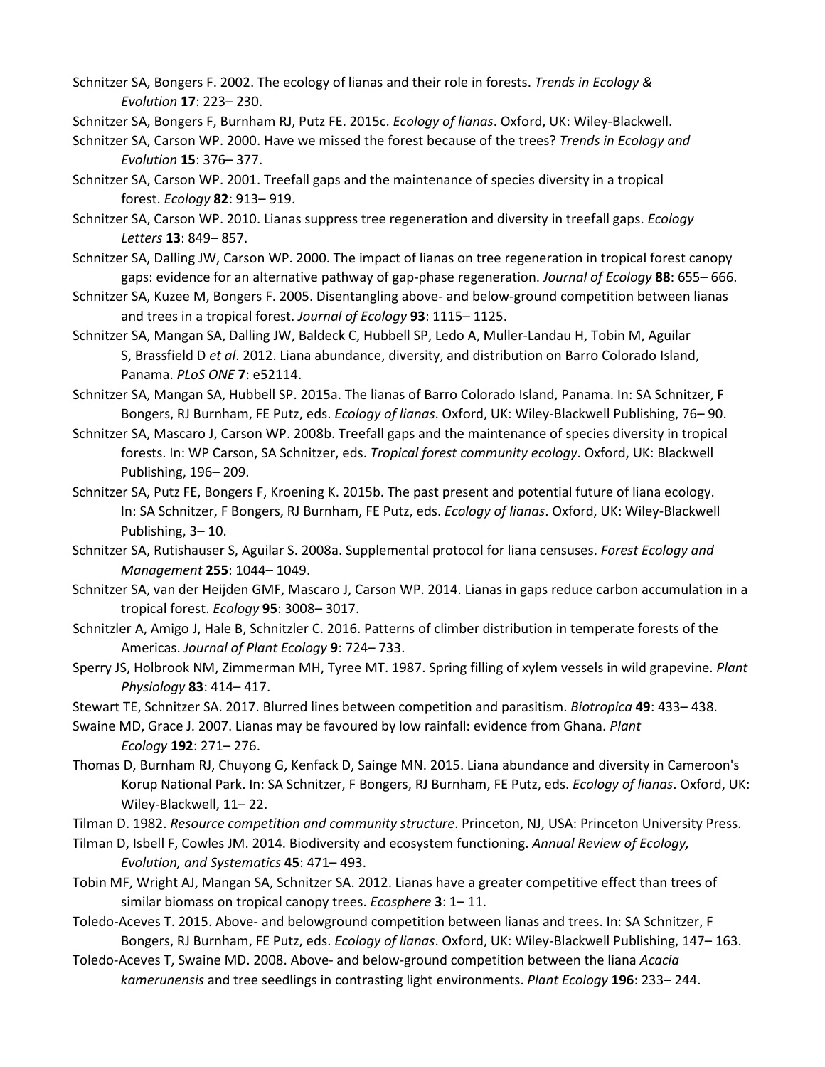Schnitzer SA, Bongers F. 2002. The ecology of lianas and their role in forests. *Trends in Ecology & Evolution* **17**: 223– 230.

Schnitzer SA, Bongers F, Burnham RJ, Putz FE. 2015c. *Ecology of lianas*. Oxford, UK: Wiley-Blackwell.

Schnitzer SA, Carson WP. 2000. Have we missed the forest because of the trees? *Trends in Ecology and Evolution* **15**: 376– 377.

Schnitzer SA, Carson WP. 2001. Treefall gaps and the maintenance of species diversity in a tropical forest. *Ecology* **82**: 913– 919.

Schnitzer SA, Carson WP. 2010. Lianas suppress tree regeneration and diversity in treefall gaps. *Ecology Letters* **13**: 849– 857.

Schnitzer SA, Dalling JW, Carson WP. 2000. The impact of lianas on tree regeneration in tropical forest canopy gaps: evidence for an alternative pathway of gap-phase regeneration. *Journal of Ecology* **88**: 655– 666.

Schnitzer SA, Kuzee M, Bongers F. 2005. Disentangling above- and below-ground competition between lianas and trees in a tropical forest. *Journal of Ecology* **93**: 1115– 1125.

Schnitzer SA, Mangan SA, Dalling JW, Baldeck C, Hubbell SP, Ledo A, Muller-Landau H, Tobin M, Aguilar S, Brassfield D *et al*. 2012. Liana abundance, diversity, and distribution on Barro Colorado Island, Panama. *PLoS ONE* **7**: e52114.

Schnitzer SA, Mangan SA, Hubbell SP. 2015a. The lianas of Barro Colorado Island, Panama. In: SA Schnitzer, F Bongers, RJ Burnham, FE Putz, eds. *Ecology of lianas*. Oxford, UK: Wiley-Blackwell Publishing, 76– 90.

Schnitzer SA, Mascaro J, Carson WP. 2008b. Treefall gaps and the maintenance of species diversity in tropical forests. In: WP Carson, SA Schnitzer, eds. *Tropical forest community ecology*. Oxford, UK: Blackwell Publishing, 196– 209.

Schnitzer SA, Putz FE, Bongers F, Kroening K. 2015b. The past present and potential future of liana ecology. In: SA Schnitzer, F Bongers, RJ Burnham, FE Putz, eds. *Ecology of lianas*. Oxford, UK: Wiley-Blackwell Publishing, 3– 10.

Schnitzer SA, Rutishauser S, Aguilar S. 2008a. Supplemental protocol for liana censuses. *Forest Ecology and Management* **255**: 1044– 1049.

Schnitzer SA, van der Heijden GMF, Mascaro J, Carson WP. 2014. Lianas in gaps reduce carbon accumulation in a tropical forest. *Ecology* **95**: 3008– 3017.

Schnitzler A, Amigo J, Hale B, Schnitzler C. 2016. Patterns of climber distribution in temperate forests of the Americas. *Journal of Plant Ecology* **9**: 724– 733.

Sperry JS, Holbrook NM, Zimmerman MH, Tyree MT. 1987. Spring filling of xylem vessels in wild grapevine. *Plant Physiology* **83**: 414– 417.

Stewart TE, Schnitzer SA. 2017. Blurred lines between competition and parasitism. *Biotropica* **49**: 433– 438.

Swaine MD, Grace J. 2007. Lianas may be favoured by low rainfall: evidence from Ghana. *Plant Ecology* **192**: 271– 276.

Thomas D, Burnham RJ, Chuyong G, Kenfack D, Sainge MN. 2015. Liana abundance and diversity in Cameroon's Korup National Park. In: SA Schnitzer, F Bongers, RJ Burnham, FE Putz, eds. *Ecology of lianas*. Oxford, UK: Wiley-Blackwell, 11– 22.

Tilman D. 1982. *Resource competition and community structure*. Princeton, NJ, USA: Princeton University Press.

Tilman D, Isbell F, Cowles JM. 2014. Biodiversity and ecosystem functioning. *Annual Review of Ecology, Evolution, and Systematics* **45**: 471– 493.

Tobin MF, Wright AJ, Mangan SA, Schnitzer SA. 2012. Lianas have a greater competitive effect than trees of similar biomass on tropical canopy trees. *Ecosphere* **3**: 1– 11.

Toledo-Aceves T. 2015. Above- and belowground competition between lianas and trees. In: SA Schnitzer, F Bongers, RJ Burnham, FE Putz, eds. *Ecology of lianas*. Oxford, UK: Wiley-Blackwell Publishing, 147– 163.

Toledo-Aceves T, Swaine MD. 2008. Above- and below-ground competition between the liana *Acacia kamerunensis* and tree seedlings in contrasting light environments. *Plant Ecology* **196**: 233– 244.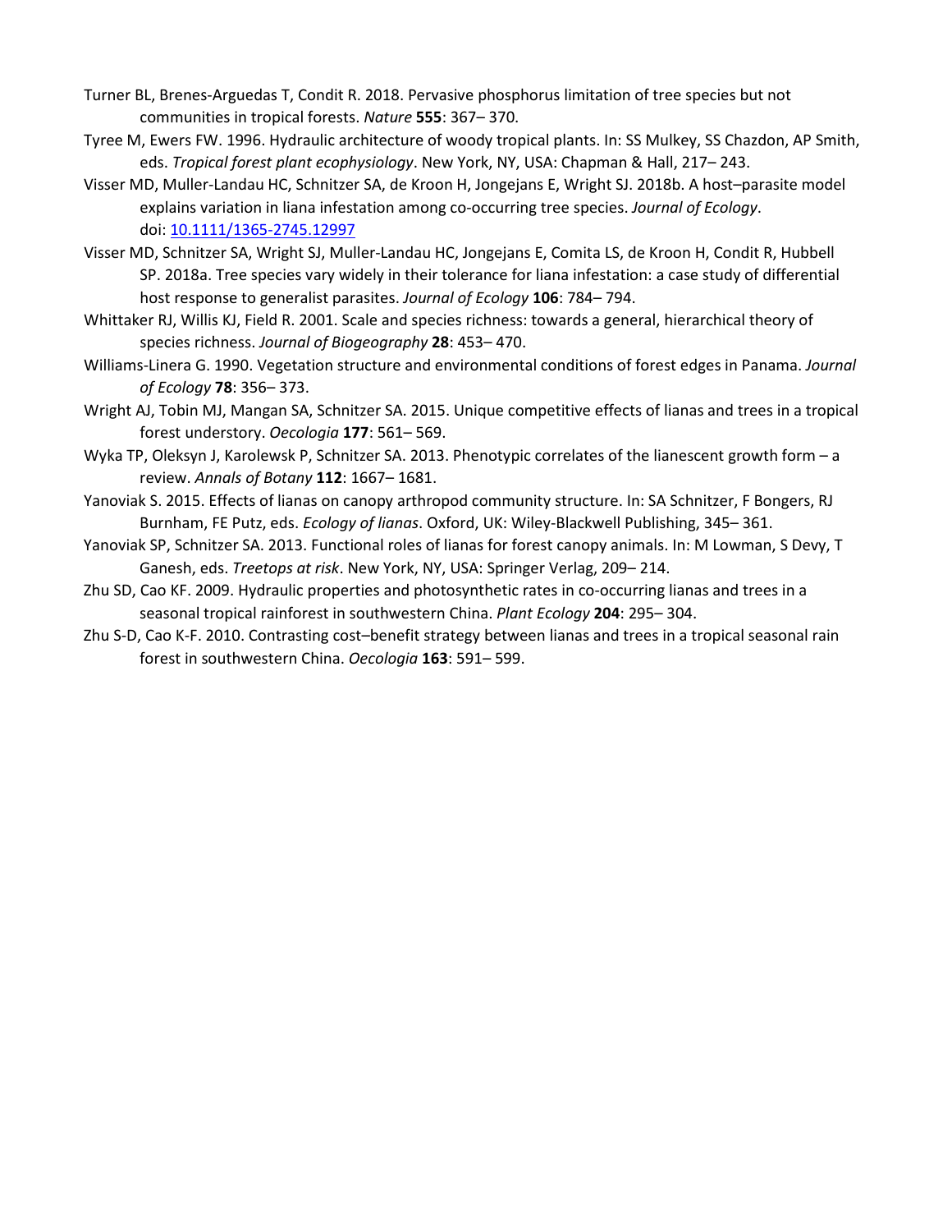Turner BL, Brenes-Arguedas T, Condit R. 2018. Pervasive phosphorus limitation of tree species but not communities in tropical forests. *Nature* **555**: 367– 370.

Tyree M, Ewers FW. 1996. Hydraulic architecture of woody tropical plants. In: SS Mulkey, SS Chazdon, AP Smith, eds. *Tropical forest plant ecophysiology*. New York, NY, USA: Chapman & Hall, 217– 243.

Visser MD, Muller-Landau HC, Schnitzer SA, de Kroon H, Jongejans E, Wright SJ. 2018b. A host–parasite model explains variation in liana infestation among co-occurring tree species. *Journal of Ecology*. doi: [10.1111/1365-2745.12997](10.1111/1365-2745.12997)

Visser MD, Schnitzer SA, Wright SJ, Muller-Landau HC, Jongejans E, Comita LS, de Kroon H, Condit R, Hubbell SP. 2018a. Tree species vary widely in their tolerance for liana infestation: a case study of differential host response to generalist parasites. *Journal of Ecology* **106**: 784– 794.

Whittaker RJ, Willis KJ, Field R. 2001. Scale and species richness: towards a general, hierarchical theory of species richness. *Journal of Biogeography* **28**: 453– 470.

Williams-Linera G. 1990. Vegetation structure and environmental conditions of forest edges in Panama. *Journal of Ecology* **78**: 356– 373.

Wright AJ, Tobin MJ, Mangan SA, Schnitzer SA. 2015. Unique competitive effects of lianas and trees in a tropical forest understory. *Oecologia* **177**: 561– 569.

Wyka TP, Oleksyn J, Karolewsk P, Schnitzer SA. 2013. Phenotypic correlates of the lianescent growth form – a review. *Annals of Botany* **112**: 1667– 1681.

Yanoviak S. 2015. Effects of lianas on canopy arthropod community structure. In: SA Schnitzer, F Bongers, RJ Burnham, FE Putz, eds. *Ecology of lianas*. Oxford, UK: Wiley-Blackwell Publishing, 345– 361.

Yanoviak SP, Schnitzer SA. 2013. Functional roles of lianas for forest canopy animals. In: M Lowman, S Devy, T Ganesh, eds. *Treetops at risk*. New York, NY, USA: Springer Verlag, 209– 214.

Zhu SD, Cao KF. 2009. Hydraulic properties and photosynthetic rates in co-occurring lianas and trees in a seasonal tropical rainforest in southwestern China. *Plant Ecology* **204**: 295– 304.

Zhu S-D, Cao K-F. 2010. Contrasting cost–benefit strategy between lianas and trees in a tropical seasonal rain forest in southwestern China. *Oecologia* **163**: 591– 599.